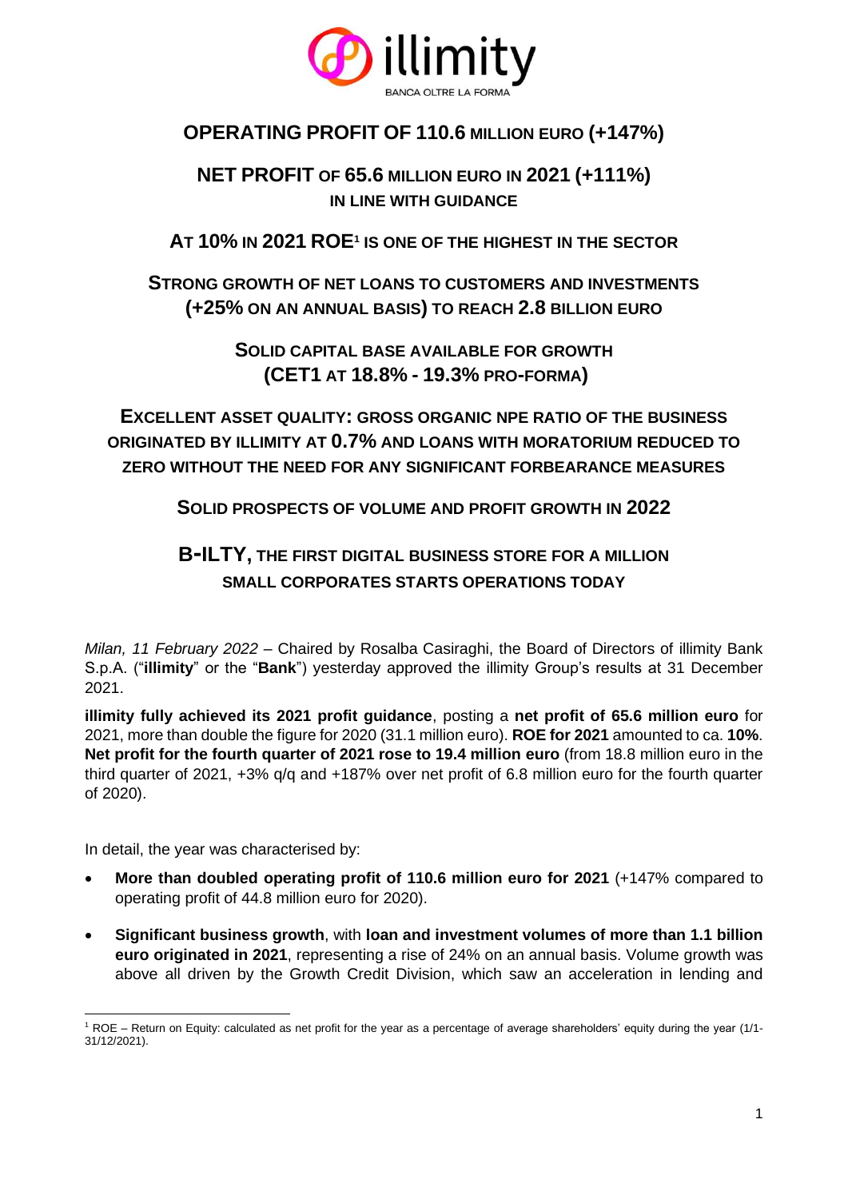illimity

BANCA OLTRE LA FORMA

# OPERATING PROFIT OF 110.6 MILLION EURO (+147%)

## NET PROFIT OF 65.6 MILLION EURO IN 2021 (+111%)

### IN LINE WITH GUIDANCE

## AT 10% IN 2021 ROE[1] IS ONE OF THE HIGHEST IN THE SECTOR

## STRONG GROWTH OF NET LOANS TO CUSTOMERS AND INVESTMENTS (+25% ON AN ANNUAL BASIS) TO REACH 2.8 BILLION EURO

## SOLID CAPITAL BASE AVAILABLE FOR GROWTH (CET1 AT 18.8% - 19.3% PRO-FORMA)

## EXCELLENT ASSET QUALITY: GROSS ORGANIC NPE RATIO OF THE BUSINESS ORIGINATED BY ILLIMITY AT 0.7% AND LOANS WITH MORATORIUM REDUCED TO ZERO WITHOUT THE NEED FOR ANY SIGNIFICANT FORBEARANCE MEASURES

## SOLID PROSPECTS OF VOLUME AND PROFIT GROWTH IN 2022

## B-ILTY, THE FIRST DIGITAL BUSINESS STORE FOR A MILLION SMALL CORPORATES STARTS OPERATIONS TODAY

*Milan, 11 February 2022* – Chaired by Rosalba Casiraghi, the Board of Directors of illimity Bank S.p.A. ("**illimity**" or the "**Bank**") yesterday approved the illimity Group's results at 31 December 2021.

**illimity fully achieved its 2021 profit guidance**, posting a **net profit of 65.6 million euro** for 2021, more than double the figure for 2020 (31.1 million euro). **ROE for 2021** amounted to ca. **10%**. **Net profit for the fourth quarter of 2021 rose to 19.4 million euro** (from 18.8 million euro in the third quarter of 2021, +3% q/q and +187% over net profit of 6.8 million euro for the fourth quarter of 2020).

In detail, the year was characterised by:

- **More than doubled operating profit of 110.6 million euro for 2021** (+147% compared to operating profit of 44.8 million euro for 2020).
- **Significant business growth**, with **loan and investment volumes of more than 1.1 billion euro originated in 2021**, representing a rise of 24% on an annual basis. Volume growth was above all driven by the Growth Credit Division, which saw an acceleration in lending and

[1] ROE – Return on Equity: calculated as net profit for the year as a percentage of average shareholders' equity during the year (1/1-31/12/2021).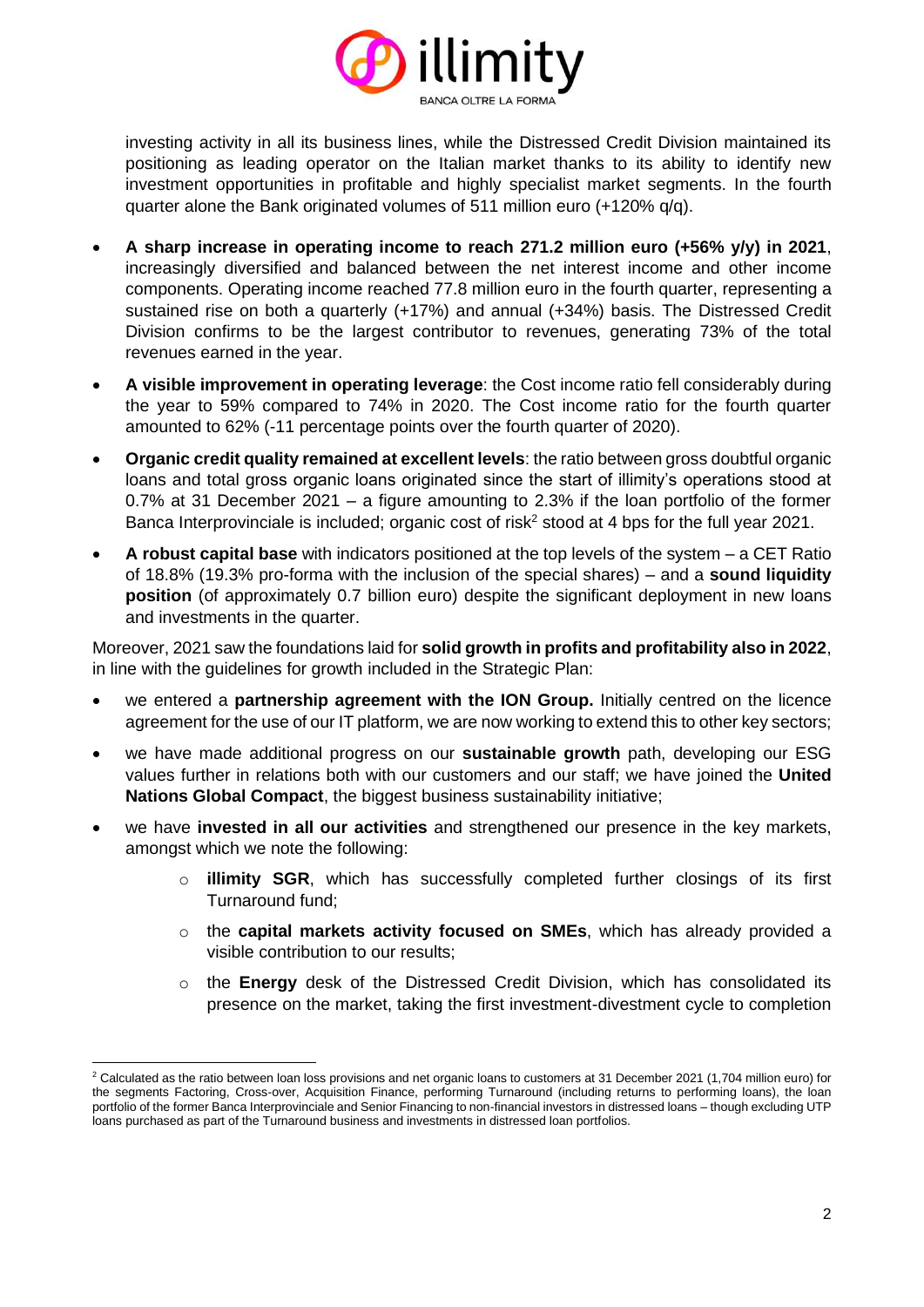investing activity in all its business lines, while the Distressed Credit Division maintained its positioning as leading operator on the Italian market thanks to its ability to identify new investment opportunities in profitable and highly specialist market segments. In the fourth quarter alone the Bank originated volumes of 511 million euro (+120% q/q).

- **A sharp increase in operating income to reach 271.2 million euro (+56% y/y) in 2021**, increasingly diversified and balanced between the net interest income and other income components. Operating income reached 77.8 million euro in the fourth quarter, representing a sustained rise on both a quarterly (+17%) and annual (+34%) basis. The Distressed Credit Division confirms to be the largest contributor to revenues, generating 73% of the total revenues earned in the year.
- **A visible improvement in operating leverage**: the Cost income ratio fell considerably during the year to 59% compared to 74% in 2020. The Cost income ratio for the fourth quarter amounted to 62% (-11 percentage points over the fourth quarter of 2020).
- **Organic credit quality remained at excellent levels**: the ratio between gross doubtful organic loans and total gross organic loans originated since the start of illimity's operations stood at 0.7% at 31 December 2021 – a figure amounting to 2.3% if the loan portfolio of the former Banca Interprovinciale is included; organic cost of risk[2] stood at 4 bps for the full year 2021.
- **A robust capital base** with indicators positioned at the top levels of the system – a CET Ratio of 18.8% (19.3% pro-forma with the inclusion of the special shares) – and a **sound liquidity position** (of approximately 0.7 billion euro) despite the significant deployment in new loans and investments in the quarter.

Moreover, 2021 saw the foundations laid for **solid growth in profits and profitability also in 2022**, in line with the guidelines for growth included in the Strategic Plan:

- we entered a **partnership agreement with the ION Group.** Initially centred on the licence agreement for the use of our IT platform, we are now working to extend this to other key sectors;
- we have made additional progress on our **sustainable growth** path, developing our ESG values further in relations both with our customers and our staff; we have joined the **United Nations Global Compact**, the biggest business sustainability initiative;
- we have **invested in all our activities** and strengthened our presence in the key markets, amongst which we note the following:
    - **illimity SGR**, which has successfully completed further closings of its first Turnaround fund;
    - the **capital markets activity focused on SMEs**, which has already provided a visible contribution to our results;
    - the **Energy** desk of the Distressed Credit Division, which has consolidated its presence on the market, taking the first investment-divestment cycle to completion

[2] Calculated as the ratio between loan loss provisions and net organic loans to customers at 31 December 2021 (1,704 million euro) for the segments Factoring, Cross-over, Acquisition Finance, performing Turnaround (including returns to performing loans), the loan portfolio of the former Banca Interprovinciale and Senior Financing to non-financial investors in distressed loans – though excluding UTP loans purchased as part of the Turnaround business and investments in distressed loan portfolios.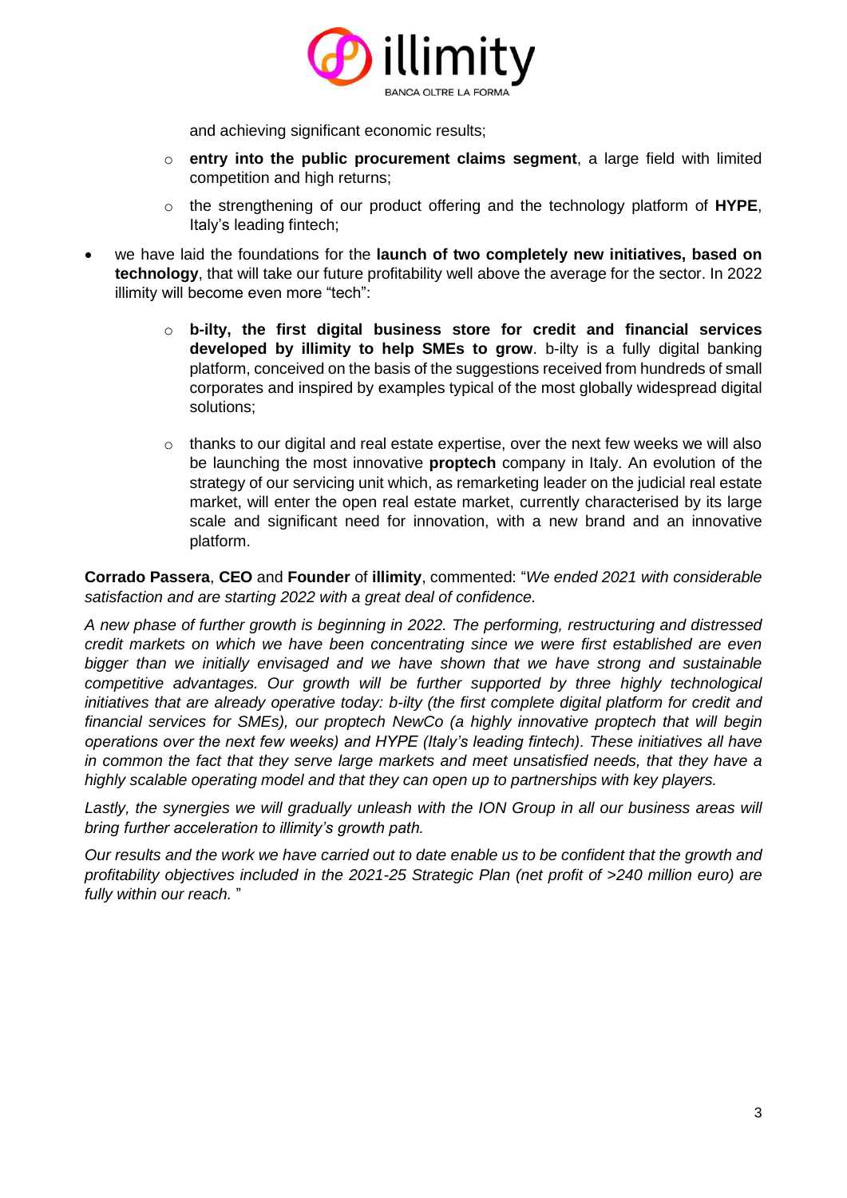and achieving significant economic results;

  - **entry into the public procurement claims segment**, a large field with limited competition and high returns;
  - the strengthening of our product offering and the technology platform of **HYPE**, Italy's leading fintech;

- we have laid the foundations for the **launch of two completely new initiatives, based on technology**, that will take our future profitability well above the average for the sector. In 2022 illimity will become even more "tech":

  - **b-ilty, the first digital business store for credit and financial services developed by illimity to help SMEs to grow**. b-ilty is a fully digital banking platform, conceived on the basis of the suggestions received from hundreds of small corporates and inspired by examples typical of the most globally widespread digital solutions;

  - thanks to our digital and real estate expertise, over the next few weeks we will also be launching the most innovative **proptech** company in Italy. An evolution of the strategy of our servicing unit which, as remarketing leader on the judicial real estate market, will enter the open real estate market, currently characterised by its large scale and significant need for innovation, with a new brand and an innovative platform.

**Corrado Passera**, **CEO** and **Founder** of **illimity**, commented: "*We ended 2021 with considerable satisfaction and are starting 2022 with a great deal of confidence.*

*A new phase of further growth is beginning in 2022. The performing, restructuring and distressed credit markets on which we have been concentrating since we were first established are even bigger than we initially envisaged and we have shown that we have strong and sustainable competitive advantages. Our growth will be further supported by three highly technological initiatives that are already operative today: b-ilty (the first complete digital platform for credit and financial services for SMEs), our proptech NewCo (a highly innovative proptech that will begin operations over the next few weeks) and HYPE (Italy's leading fintech). These initiatives all have in common the fact that they serve large markets and meet unsatisfied needs, that they have a highly scalable operating model and that they can open up to partnerships with key players.*

*Lastly, the synergies we will gradually unleash with the ION Group in all our business areas will bring further acceleration to illimity's growth path.*

*Our results and the work we have carried out to date enable us to be confident that the growth and profitability objectives included in the 2021-25 Strategic Plan (net profit of >240 million euro) are fully within our reach.* "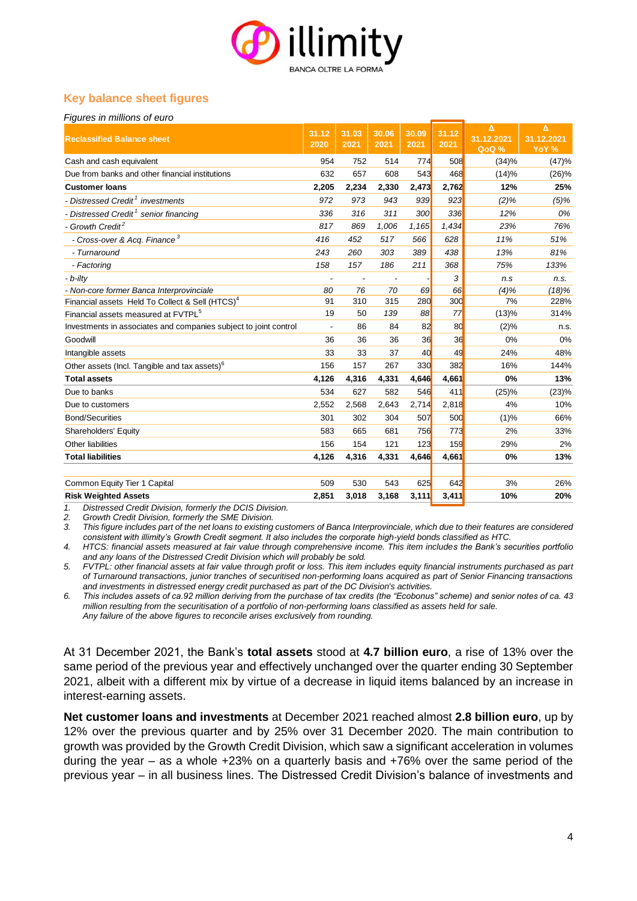## Key balance sheet figures

*Figures in millions of euro*

| Reclassified Balance sheet | 31.12 2020 | 31.03 2021 | 30.06 2021 | 30.09 2021 | 31.12 2021 | Δ 31.12.2021 QoQ % | Δ 31.12.2021 YoY % |
|---|---|---|---|---|---|---|---|
| Cash and cash equivalent | 954 | 752 | 514 | 774 | 508 | (34)% | (47)% |
| Due from banks and other financial institutions | 632 | 657 | 608 | 543 | 468 | (14)% | (26)% |
| **Customer loans** | **2,205** | **2,234** | **2,330** | **2,473** | **2,762** | **12%** | **25%** |
| *- Distressed Credit[1] investments* | *972* | *973* | *943* | *939* | *923* | *(2)%* | *(5)%* |
| *- Distressed Credit[1] senior financing* | *336* | *316* | *311* | *300* | *336* | *12%* | *0%* |
| *- Growth Credit[2]* | *817* | *869* | *1,006* | *1,165* | *1,434* | *23%* | *76%* |
| *- Cross-over & Acq. Finance[3]* | *416* | *452* | *517* | *566* | *628* | *11%* | *51%* |
| *- Turnaround* | *243* | *260* | *303* | *389* | *438* | *13%* | *81%* |
| *- Factoring* | *158* | *157* | *186* | *211* | *368* | *75%* | *133%* |
| *- b-ilty* | *-* | *-* | *-* | *-* | *3* | *n.s* | *n.s.* |
| *- Non-core former Banca Interprovinciale* | *80* | *76* | *70* | *69* | *66* | *(4)%* | *(18)%* |
| Financial assets Held To Collect & Sell (HTCS)[4] | 91 | 310 | 315 | 280 | 300 | 7% | 228% |
| Financial assets measured at FVTPL[5] | 19 | 50 | 139 | 88 | 77 | (13)% | 314% |
| Investments in associates and companies subject to joint control | - | 86 | 84 | 82 | 80 | (2)% | n.s. |
| Goodwill | 36 | 36 | 36 | 36 | 36 | 0% | 0% |
| Intangible assets | 33 | 33 | 37 | 40 | 49 | 24% | 48% |
| Other assets (Incl. Tangible and tax assets)[6] | 156 | 157 | 267 | 330 | 382 | 16% | 144% |
| **Total assets** | **4,126** | **4,316** | **4,331** | **4,646** | **4,661** | **0%** | **13%** |
| Due to banks | 534 | 627 | 582 | 546 | 411 | (25)% | (23)% |
| Due to customers | 2,552 | 2,568 | 2,643 | 2,714 | 2,818 | 4% | 10% |
| Bond/Securities | 301 | 302 | 304 | 507 | 500 | (1)% | 66% |
| Shareholders' Equity | 583 | 665 | 681 | 756 | 773 | 2% | 33% |
| Other liabilities | 156 | 154 | 121 | 123 | 159 | 29% | 2% |
| **Total liabilities** | **4,126** | **4,316** | **4,331** | **4,646** | **4,661** | **0%** | **13%** |
| | | | | | | | |
| Common Equity Tier 1 Capital | 509 | 530 | 543 | 625 | 642 | 3% | 26% |
| **Risk Weighted Assets** | **2,851** | **3,018** | **3,168** | **3,111** | **3,411** | **10%** | **20%** |

1. *Distressed Credit Division, formerly the DCIS Division.*
2. *Growth Credit Division, formerly the SME Division.*
3. *This figure includes part of the net loans to existing customers of Banca Interprovinciale, which due to their features are considered consistent with illimity's Growth Credit segment. It also includes the corporate high-yield bonds classified as HTC.*
4. *HTCS: financial assets measured at fair value through comprehensive income. This item includes the Bank's securities portfolio and any loans of the Distressed Credit Division which will probably be sold.*
5. *FVTPL: other financial assets at fair value through profit or loss. This item includes equity financial instruments purchased as part of Turnaround transactions, junior tranches of securitised non-performing loans acquired as part of Senior Financing transactions and investments in distressed energy credit purchased as part of the DC Division's activities.*
6. *This includes assets of ca.92 million deriving from the purchase of tax credits (the "Ecobonus" scheme) and senior notes of ca. 43 million resulting from the securitisation of a portfolio of non-performing loans classified as assets held for sale.*
*Any failure of the above figures to reconcile arises exclusively from rounding.*

At 31 December 2021, the Bank's **total assets** stood at **4.7 billion euro**, a rise of 13% over the same period of the previous year and effectively unchanged over the quarter ending 30 September 2021, albeit with a different mix by virtue of a decrease in liquid items balanced by an increase in interest-earning assets.

**Net customer loans and investments** at December 2021 reached almost **2.8 billion euro**, up by 12% over the previous quarter and by 25% over 31 December 2020. The main contribution to growth was provided by the Growth Credit Division, which saw a significant acceleration in volumes during the year – as a whole +23% on a quarterly basis and +76% over the same period of the previous year – in all business lines. The Distressed Credit Division's balance of investments and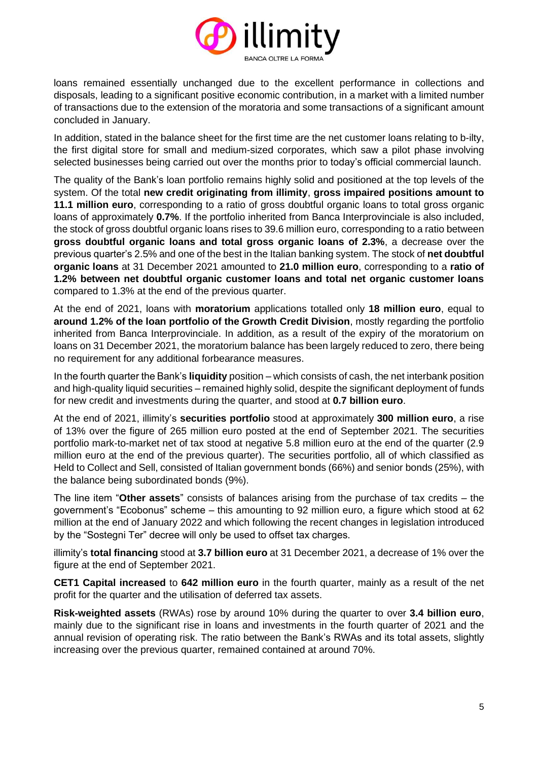loans remained essentially unchanged due to the excellent performance in collections and disposals, leading to a significant positive economic contribution, in a market with a limited number of transactions due to the extension of the moratoria and some transactions of a significant amount concluded in January.

In addition, stated in the balance sheet for the first time are the net customer loans relating to b-ilty, the first digital store for small and medium-sized corporates, which saw a pilot phase involving selected businesses being carried out over the months prior to today's official commercial launch.

The quality of the Bank's loan portfolio remains highly solid and positioned at the top levels of the system. Of the total **new credit originating from illimity**, **gross impaired positions amount to 11.1 million euro**, corresponding to a ratio of gross doubtful organic loans to total gross organic loans of approximately **0.7%**. If the portfolio inherited from Banca Interprovinciale is also included, the stock of gross doubtful organic loans rises to 39.6 million euro, corresponding to a ratio between **gross doubtful organic loans and total gross organic loans of 2.3%**, a decrease over the previous quarter's 2.5% and one of the best in the Italian banking system. The stock of **net doubtful organic loans** at 31 December 2021 amounted to **21.0 million euro**, corresponding to a **ratio of 1.2% between net doubtful organic customer loans and total net organic customer loans** compared to 1.3% at the end of the previous quarter.

At the end of 2021, loans with **moratorium** applications totalled only **18 million euro**, equal to **around 1.2% of the loan portfolio of the Growth Credit Division**, mostly regarding the portfolio inherited from Banca Interprovinciale. In addition, as a result of the expiry of the moratorium on loans on 31 December 2021, the moratorium balance has been largely reduced to zero, there being no requirement for any additional forbearance measures.

In the fourth quarter the Bank's **liquidity** position – which consists of cash, the net interbank position and high-quality liquid securities – remained highly solid, despite the significant deployment of funds for new credit and investments during the quarter, and stood at **0.7 billion euro**.

At the end of 2021, illimity's **securities portfolio** stood at approximately **300 million euro**, a rise of 13% over the figure of 265 million euro posted at the end of September 2021. The securities portfolio mark-to-market net of tax stood at negative 5.8 million euro at the end of the quarter (2.9 million euro at the end of the previous quarter). The securities portfolio, all of which classified as Held to Collect and Sell, consisted of Italian government bonds (66%) and senior bonds (25%), with the balance being subordinated bonds (9%).

The line item "**Other assets**" consists of balances arising from the purchase of tax credits – the government's "Ecobonus" scheme – this amounting to 92 million euro, a figure which stood at 62 million at the end of January 2022 and which following the recent changes in legislation introduced by the "Sostegni Ter" decree will only be used to offset tax charges.

illimity's **total financing** stood at **3.7 billion euro** at 31 December 2021, a decrease of 1% over the figure at the end of September 2021.

**CET1 Capital increased** to **642 million euro** in the fourth quarter, mainly as a result of the net profit for the quarter and the utilisation of deferred tax assets.

**Risk-weighted assets** (RWAs) rose by around 10% during the quarter to over **3.4 billion euro**, mainly due to the significant rise in loans and investments in the fourth quarter of 2021 and the annual revision of operating risk. The ratio between the Bank's RWAs and its total assets, slightly increasing over the previous quarter, remained contained at around 70%.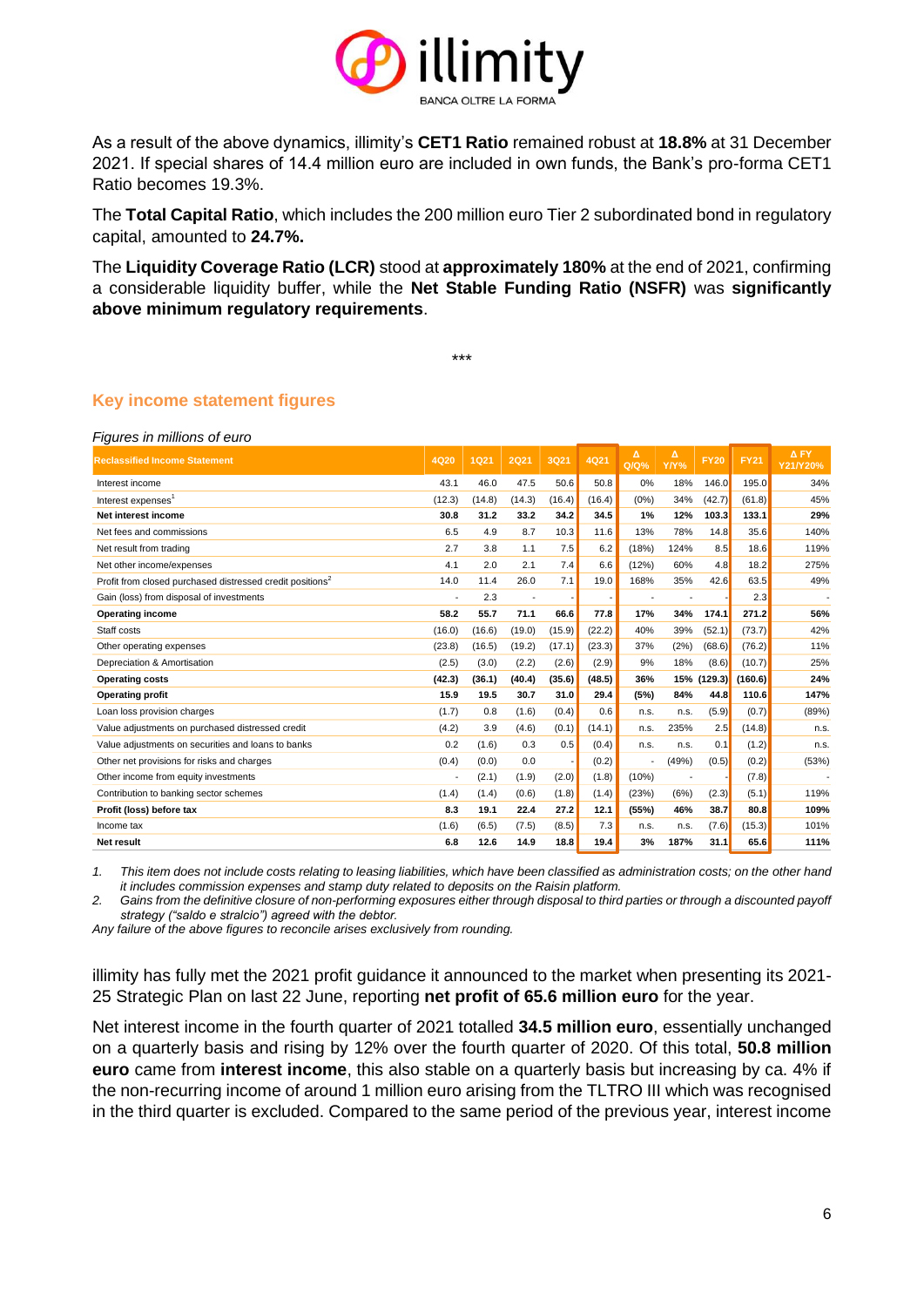As a result of the above dynamics, illimity's **CET1 Ratio** remained robust at **18.8%** at 31 December 2021. If special shares of 14.4 million euro are included in own funds, the Bank's pro-forma CET1 Ratio becomes 19.3%.

The **Total Capital Ratio**, which includes the 200 million euro Tier 2 subordinated bond in regulatory capital, amounted to **24.7%.**

The **Liquidity Coverage Ratio (LCR)** stood at **approximately 180%** at the end of 2021, confirming a considerable liquidity buffer, while the **Net Stable Funding Ratio (NSFR)** was **significantly above minimum regulatory requirements**.

***

## Key income statement figures

*Figures in millions of euro*

| Reclassified Income Statement | 4Q20 | 1Q21 | 2Q21 | 3Q21 | 4Q21 | Δ Q/Q% | Δ Y/Y% | FY20 | FY21 | Δ FY Y21/Y20% |
|---|---|---|---|---|---|---|---|---|---|---|
| Interest income | 43.1 | 46.0 | 47.5 | 50.6 | 50.8 | 0% | 18% | 146.0 | 195.0 | 34% |
| Interest expenses[1] | (12.3) | (14.8) | (14.3) | (16.4) | (16.4) | (0%) | 34% | (42.7) | (61.8) | 45% |
| **Net interest income** | **30.8** | **31.2** | **33.2** | **34.2** | **34.5** | **1%** | **12%** | **103.3** | **133.1** | **29%** |
| Net fees and commissions | 6.5 | 4.9 | 8.7 | 10.3 | 11.6 | 13% | 78% | 14.8 | 35.6 | 140% |
| Net result from trading | 2.7 | 3.8 | 1.1 | 7.5 | 6.2 | (18%) | 124% | 8.5 | 18.6 | 119% |
| Net other income/expenses | 4.1 | 2.0 | 2.1 | 7.4 | 6.6 | (12%) | 60% | 4.8 | 18.2 | 275% |
| Profit from closed purchased distressed credit positions[2] | 14.0 | 11.4 | 26.0 | 7.1 | 19.0 | 168% | 35% | 42.6 | 63.5 | 49% |
| Gain (loss) from disposal of investments | - | 2.3 | - | - | - | - | - | - | 2.3 | - |
| **Operating income** | **58.2** | **55.7** | **71.1** | **66.6** | **77.8** | **17%** | **34%** | **174.1** | **271.2** | **56%** |
| Staff costs | (16.0) | (16.6) | (19.0) | (15.9) | (22.2) | 40% | 39% | (52.1) | (73.7) | 42% |
| Other operating expenses | (23.8) | (16.5) | (19.2) | (17.1) | (23.3) | 37% | (2%) | (68.6) | (76.2) | 11% |
| Depreciation & Amortisation | (2.5) | (3.0) | (2.2) | (2.6) | (2.9) | 9% | 18% | (8.6) | (10.7) | 25% |
| **Operating costs** | **(42.3)** | **(36.1)** | **(40.4)** | **(35.6)** | **(48.5)** | **36%** | **15%** | **(129.3)** | **(160.6)** | **24%** |
| **Operating profit** | **15.9** | **19.5** | **30.7** | **31.0** | **29.4** | **(5%)** | **84%** | **44.8** | **110.6** | **147%** |
| Loan loss provision charges | (1.7) | 0.8 | (1.6) | (0.4) | 0.6 | n.s. | n.s. | (5.9) | (0.7) | (89%) |
| Value adjustments on purchased distressed credit | (4.2) | 3.9 | (4.6) | (0.1) | (14.1) | n.s. | 235% | 2.5 | (14.8) | n.s. |
| Value adjustments on securities and loans to banks | 0.2 | (1.6) | 0.3 | 0.5 | (0.4) | n.s. | n.s. | 0.1 | (1.2) | n.s. |
| Other net provisions for risks and charges | (0.4) | (0.0) | 0.0 | - | (0.2) | - | (49%) | (0.5) | (0.2) | (53%) |
| Other income from equity investments | - | (2.1) | (1.9) | (2.0) | (1.8) | (10%) | - | - | (7.8) | - |
| Contribution to banking sector schemes | (1.4) | (1.4) | (0.6) | (1.8) | (1.4) | (23%) | (6%) | (2.3) | (5.1) | 119% |
| **Profit (loss) before tax** | **8.3** | **19.1** | **22.4** | **27.2** | **12.1** | **(55%)** | **46%** | **38.7** | **80.8** | **109%** |
| Income tax | (1.6) | (6.5) | (7.5) | (8.5) | 7.3 | n.s. | n.s. | (7.6) | (15.3) | 101% |
| **Net result** | **6.8** | **12.6** | **14.9** | **18.8** | **19.4** | **3%** | **187%** | **31.1** | **65.6** | **111%** |

1. *This item does not include costs relating to leasing liabilities, which have been classified as administration costs; on the other hand it includes commission expenses and stamp duty related to deposits on the Raisin platform.*
2. *Gains from the definitive closure of non-performing exposures either through disposal to third parties or through a discounted payoff strategy ("saldo e stralcio") agreed with the debtor.*

*Any failure of the above figures to reconcile arises exclusively from rounding.*

illimity has fully met the 2021 profit guidance it announced to the market when presenting its 2021-25 Strategic Plan on last 22 June, reporting **net profit of 65.6 million euro** for the year.

Net interest income in the fourth quarter of 2021 totalled **34.5 million euro**, essentially unchanged on a quarterly basis and rising by 12% over the fourth quarter of 2020. Of this total, **50.8 million euro** came from **interest income**, this also stable on a quarterly basis but increasing by ca. 4% if the non-recurring income of around 1 million euro arising from the TLTRO III which was recognised in the third quarter is excluded. Compared to the same period of the previous year, interest income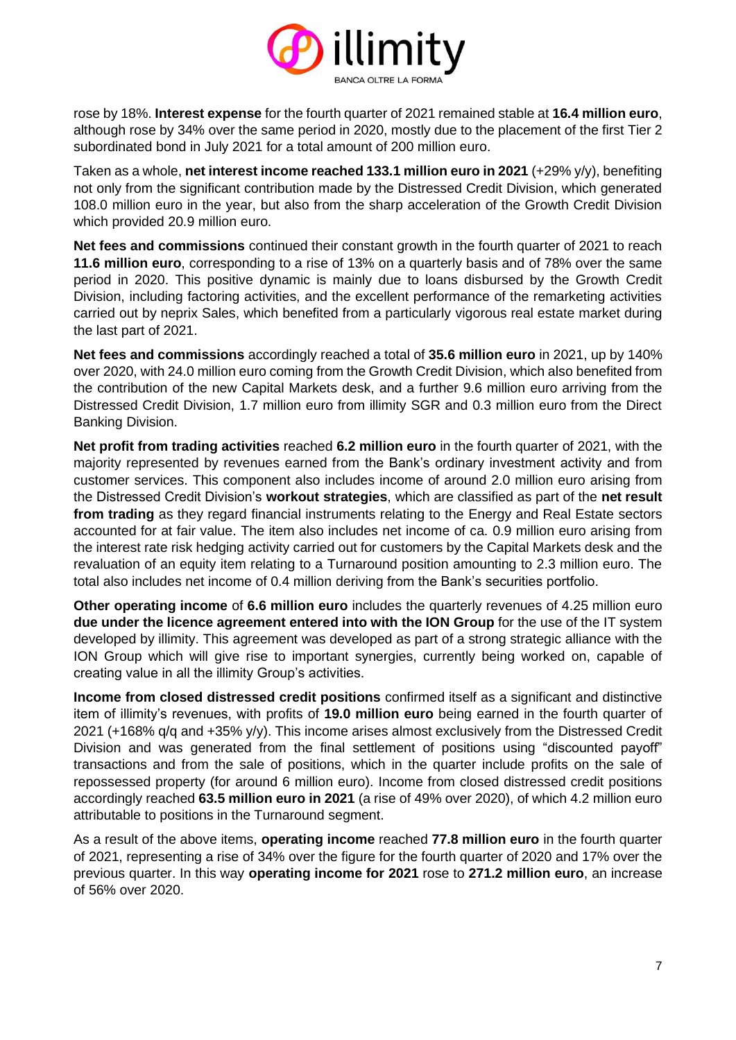rose by 18%. **Interest expense** for the fourth quarter of 2021 remained stable at **16.4 million euro**, although rose by 34% over the same period in 2020, mostly due to the placement of the first Tier 2 subordinated bond in July 2021 for a total amount of 200 million euro.

Taken as a whole, **net interest income reached 133.1 million euro in 2021** (+29% y/y), benefiting not only from the significant contribution made by the Distressed Credit Division, which generated 108.0 million euro in the year, but also from the sharp acceleration of the Growth Credit Division which provided 20.9 million euro.

**Net fees and commissions** continued their constant growth in the fourth quarter of 2021 to reach **11.6 million euro**, corresponding to a rise of 13% on a quarterly basis and of 78% over the same period in 2020. This positive dynamic is mainly due to loans disbursed by the Growth Credit Division, including factoring activities, and the excellent performance of the remarketing activities carried out by neprix Sales, which benefited from a particularly vigorous real estate market during the last part of 2021.

**Net fees and commissions** accordingly reached a total of **35.6 million euro** in 2021, up by 140% over 2020, with 24.0 million euro coming from the Growth Credit Division, which also benefited from the contribution of the new Capital Markets desk, and a further 9.6 million euro arriving from the Distressed Credit Division, 1.7 million euro from illimity SGR and 0.3 million euro from the Direct Banking Division.

**Net profit from trading activities** reached **6.2 million euro** in the fourth quarter of 2021, with the majority represented by revenues earned from the Bank's ordinary investment activity and from customer services. This component also includes income of around 2.0 million euro arising from the Distressed Credit Division's **workout strategies**, which are classified as part of the **net result from trading** as they regard financial instruments relating to the Energy and Real Estate sectors accounted for at fair value. The item also includes net income of ca. 0.9 million euro arising from the interest rate risk hedging activity carried out for customers by the Capital Markets desk and the revaluation of an equity item relating to a Turnaround position amounting to 2.3 million euro. The total also includes net income of 0.4 million deriving from the Bank's securities portfolio.

**Other operating income** of **6.6 million euro** includes the quarterly revenues of 4.25 million euro **due under the licence agreement entered into with the ION Group** for the use of the IT system developed by illimity. This agreement was developed as part of a strong strategic alliance with the ION Group which will give rise to important synergies, currently being worked on, capable of creating value in all the illimity Group's activities.

**Income from closed distressed credit positions** confirmed itself as a significant and distinctive item of illimity's revenues, with profits of **19.0 million euro** being earned in the fourth quarter of 2021 (+168% q/q and +35% y/y). This income arises almost exclusively from the Distressed Credit Division and was generated from the final settlement of positions using "discounted payoff" transactions and from the sale of positions, which in the quarter include profits on the sale of repossessed property (for around 6 million euro). Income from closed distressed credit positions accordingly reached **63.5 million euro in 2021** (a rise of 49% over 2020), of which 4.2 million euro attributable to positions in the Turnaround segment.

As a result of the above items, **operating income** reached **77.8 million euro** in the fourth quarter of 2021, representing a rise of 34% over the figure for the fourth quarter of 2020 and 17% over the previous quarter. In this way **operating income for 2021** rose to **271.2 million euro**, an increase of 56% over 2020.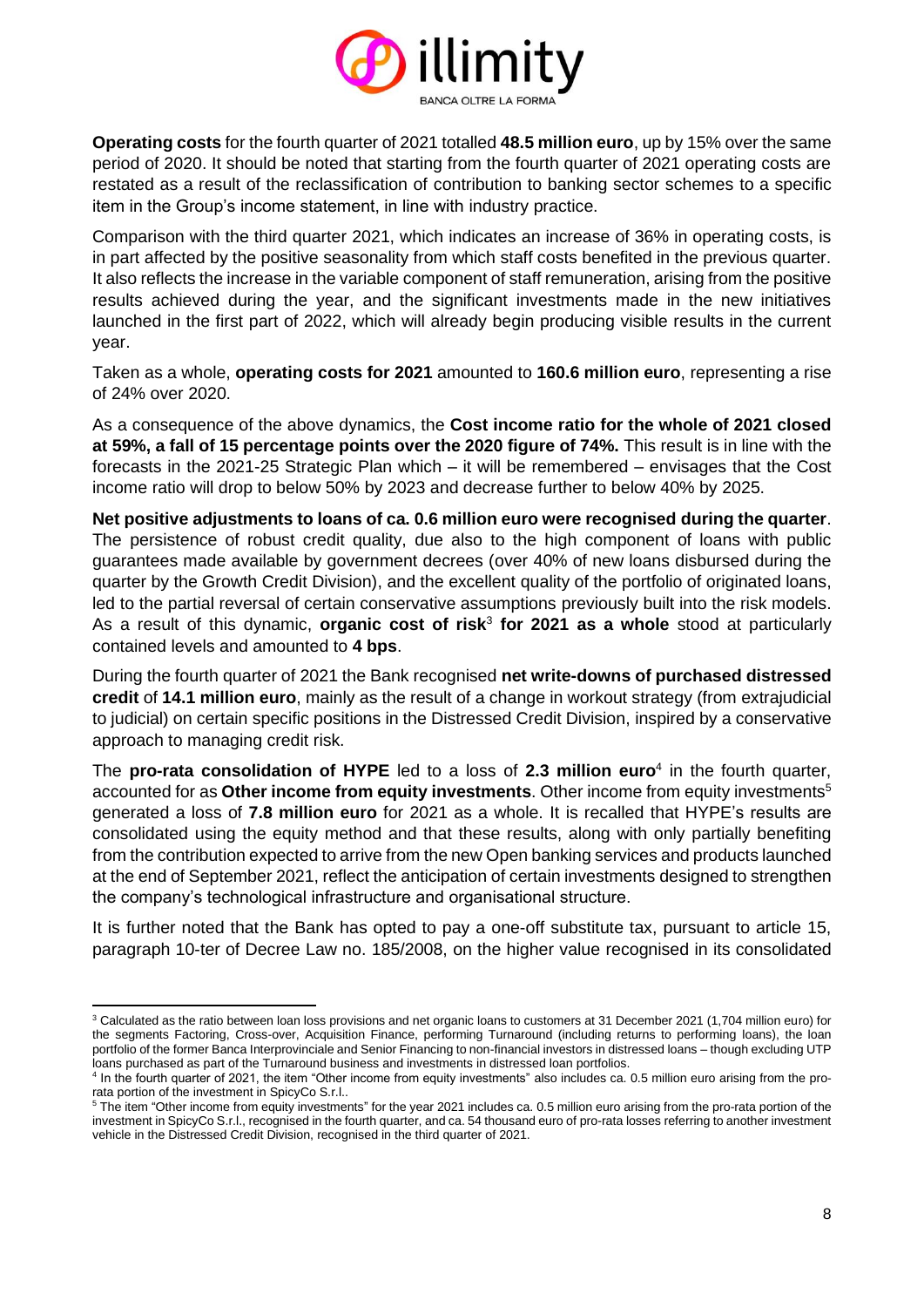**Operating costs** for the fourth quarter of 2021 totalled **48.5 million euro**, up by 15% over the same period of 2020. It should be noted that starting from the fourth quarter of 2021 operating costs are restated as a result of the reclassification of contribution to banking sector schemes to a specific item in the Group's income statement, in line with industry practice.

Comparison with the third quarter 2021, which indicates an increase of 36% in operating costs, is in part affected by the positive seasonality from which staff costs benefited in the previous quarter. It also reflects the increase in the variable component of staff remuneration, arising from the positive results achieved during the year, and the significant investments made in the new initiatives launched in the first part of 2022, which will already begin producing visible results in the current year.

Taken as a whole, **operating costs for 2021** amounted to **160.6 million euro**, representing a rise of 24% over 2020.

As a consequence of the above dynamics, the **Cost income ratio for the whole of 2021 closed at 59%, a fall of 15 percentage points over the 2020 figure of 74%.** This result is in line with the forecasts in the 2021-25 Strategic Plan which – it will be remembered – envisages that the Cost income ratio will drop to below 50% by 2023 and decrease further to below 40% by 2025.

**Net positive adjustments to loans of ca. 0.6 million euro were recognised during the quarter**. The persistence of robust credit quality, due also to the high component of loans with public guarantees made available by government decrees (over 40% of new loans disbursed during the quarter by the Growth Credit Division), and the excellent quality of the portfolio of originated loans, led to the partial reversal of certain conservative assumptions previously built into the risk models. As a result of this dynamic, **organic cost of risk**[3] **for 2021 as a whole** stood at particularly contained levels and amounted to **4 bps**.

During the fourth quarter of 2021 the Bank recognised **net write-downs of purchased distressed credit** of **14.1 million euro**, mainly as the result of a change in workout strategy (from extrajudicial to judicial) on certain specific positions in the Distressed Credit Division, inspired by a conservative approach to managing credit risk.

The **pro-rata consolidation of HYPE** led to a loss of **2.3 million euro**[4] in the fourth quarter, accounted for as **Other income from equity investments**. Other income from equity investments[5] generated a loss of **7.8 million euro** for 2021 as a whole. It is recalled that HYPE's results are consolidated using the equity method and that these results, along with only partially benefiting from the contribution expected to arrive from the new Open banking services and products launched at the end of September 2021, reflect the anticipation of certain investments designed to strengthen the company's technological infrastructure and organisational structure.

It is further noted that the Bank has opted to pay a one-off substitute tax, pursuant to article 15, paragraph 10-ter of Decree Law no. 185/2008, on the higher value recognised in its consolidated

---

[3] Calculated as the ratio between loan loss provisions and net organic loans to customers at 31 December 2021 (1,704 million euro) for the segments Factoring, Cross-over, Acquisition Finance, performing Turnaround (including returns to performing loans), the loan portfolio of the former Banca Interprovinciale and Senior Financing to non-financial investors in distressed loans – though excluding UTP loans purchased as part of the Turnaround business and investments in distressed loan portfolios.

[4] In the fourth quarter of 2021, the item "Other income from equity investments" also includes ca. 0.5 million euro arising from the pro-rata portion of the investment in SpicyCo S.r.l..

[5] The item "Other income from equity investments" for the year 2021 includes ca. 0.5 million euro arising from the pro-rata portion of the investment in SpicyCo S.r.l., recognised in the fourth quarter, and ca. 54 thousand euro of pro-rata losses referring to another investment vehicle in the Distressed Credit Division, recognised in the third quarter of 2021.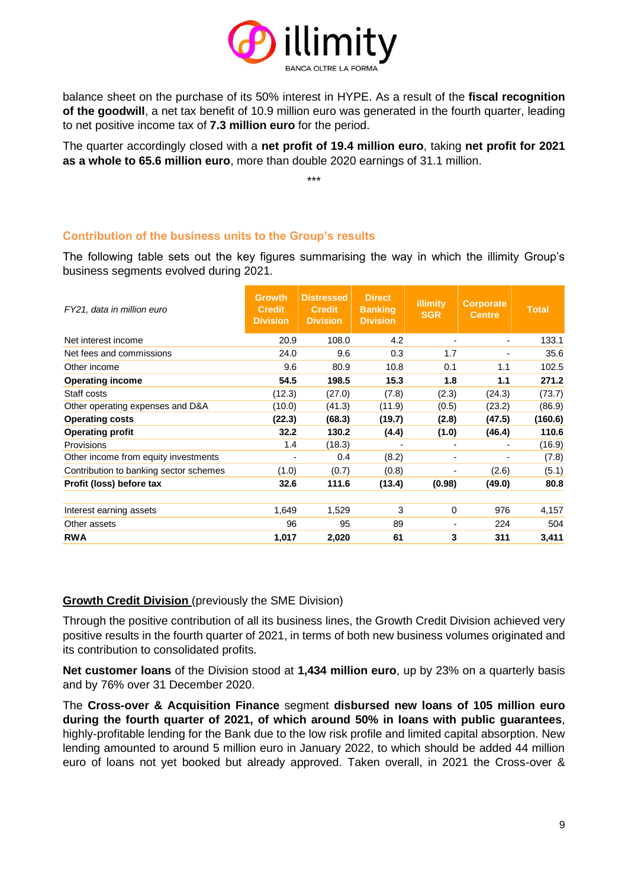balance sheet on the purchase of its 50% interest in HYPE. As a result of the **fiscal recognition of the goodwill**, a net tax benefit of 10.9 million euro was generated in the fourth quarter, leading to net positive income tax of **7.3 million euro** for the period.

The quarter accordingly closed with a **net profit of 19.4 million euro**, taking **net profit for 2021 as a whole to 65.6 million euro**, more than double 2020 earnings of 31.1 million.

\*\*\*

## Contribution of the business units to the Group's results

The following table sets out the key figures summarising the way in which the illimity Group's business segments evolved during 2021.

| *FY21, data in million euro* | Growth Credit Division | Distressed Credit Division | Direct Banking Division | illimity SGR | Corporate Centre | Total |
|---|---|---|---|---|---|---|
| Net interest income | 20.9 | 108.0 | 4.2 | - | - | 133.1 |
| Net fees and commissions | 24.0 | 9.6 | 0.3 | 1.7 | - | 35.6 |
| Other income | 9.6 | 80.9 | 10.8 | 0.1 | 1.1 | 102.5 |
| **Operating income** | **54.5** | **198.5** | **15.3** | **1.8** | **1.1** | **271.2** |
| Staff costs | (12.3) | (27.0) | (7.8) | (2.3) | (24.3) | (73.7) |
| Other operating expenses and D&A | (10.0) | (41.3) | (11.9) | (0.5) | (23.2) | (86.9) |
| **Operating costs** | **(22.3)** | **(68.3)** | **(19.7)** | **(2.8)** | **(47.5)** | **(160.6)** |
| **Operating profit** | **32.2** | **130.2** | **(4.4)** | **(1.0)** | **(46.4)** | **110.6** |
| Provisions | 1.4 | (18.3) | - | - | - | (16.9) |
| Other income from equity investments | - | 0.4 | (8.2) | - | - | (7.8) |
| Contribution to banking sector schemes | (1.0) | (0.7) | (0.8) | - | (2.6) | (5.1) |
| **Profit (loss) before tax** | **32.6** | **111.6** | **(13.4)** | **(0.98)** | **(49.0)** | **80.8** |
| | | | | | | |
| Interest earning assets | 1,649 | 1,529 | 3 | 0 | 976 | 4,157 |
| Other assets | 96 | 95 | 89 | - | 224 | 504 |
| **RWA** | **1,017** | **2,020** | **61** | **3** | **311** | **3,411** |

**<u>Growth Credit Division</u>** (previously the SME Division)

Through the positive contribution of all its business lines, the Growth Credit Division achieved very positive results in the fourth quarter of 2021, in terms of both new business volumes originated and its contribution to consolidated profits.

**Net customer loans** of the Division stood at **1,434 million euro**, up by 23% on a quarterly basis and by 76% over 31 December 2020.

The **Cross-over & Acquisition Finance** segment **disbursed new loans of 105 million euro during the fourth quarter of 2021, of which around 50% in loans with public guarantees**, highly-profitable lending for the Bank due to the low risk profile and limited capital absorption. New lending amounted to around 5 million euro in January 2022, to which should be added 44 million euro of loans not yet booked but already approved. Taken overall, in 2021 the Cross-over &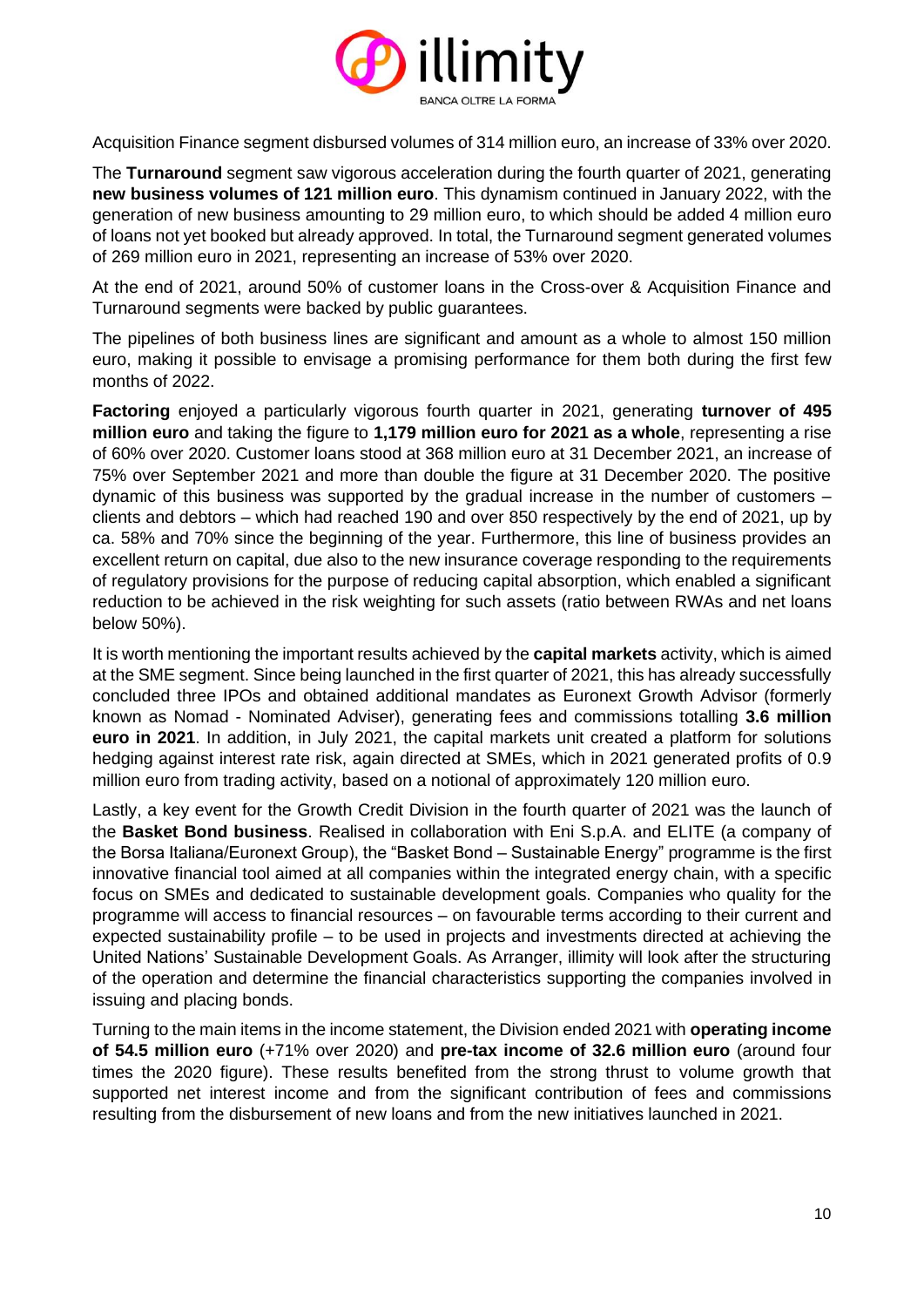Acquisition Finance segment disbursed volumes of 314 million euro, an increase of 33% over 2020.

The **Turnaround** segment saw vigorous acceleration during the fourth quarter of 2021, generating **new business volumes of 121 million euro**. This dynamism continued in January 2022, with the generation of new business amounting to 29 million euro, to which should be added 4 million euro of loans not yet booked but already approved. In total, the Turnaround segment generated volumes of 269 million euro in 2021, representing an increase of 53% over 2020.

At the end of 2021, around 50% of customer loans in the Cross-over & Acquisition Finance and Turnaround segments were backed by public guarantees.

The pipelines of both business lines are significant and amount as a whole to almost 150 million euro, making it possible to envisage a promising performance for them both during the first few months of 2022.

**Factoring** enjoyed a particularly vigorous fourth quarter in 2021, generating **turnover of 495 million euro** and taking the figure to **1,179 million euro for 2021 as a whole**, representing a rise of 60% over 2020. Customer loans stood at 368 million euro at 31 December 2021, an increase of 75% over September 2021 and more than double the figure at 31 December 2020. The positive dynamic of this business was supported by the gradual increase in the number of customers – clients and debtors – which had reached 190 and over 850 respectively by the end of 2021, up by ca. 58% and 70% since the beginning of the year. Furthermore, this line of business provides an excellent return on capital, due also to the new insurance coverage responding to the requirements of regulatory provisions for the purpose of reducing capital absorption, which enabled a significant reduction to be achieved in the risk weighting for such assets (ratio between RWAs and net loans below 50%).

It is worth mentioning the important results achieved by the **capital markets** activity, which is aimed at the SME segment. Since being launched in the first quarter of 2021, this has already successfully concluded three IPOs and obtained additional mandates as Euronext Growth Advisor (formerly known as Nomad - Nominated Adviser), generating fees and commissions totalling **3.6 million euro in 2021**. In addition, in July 2021, the capital markets unit created a platform for solutions hedging against interest rate risk, again directed at SMEs, which in 2021 generated profits of 0.9 million euro from trading activity, based on a notional of approximately 120 million euro.

Lastly, a key event for the Growth Credit Division in the fourth quarter of 2021 was the launch of the **Basket Bond business**. Realised in collaboration with Eni S.p.A. and ELITE (a company of the Borsa Italiana/Euronext Group), the "Basket Bond – Sustainable Energy" programme is the first innovative financial tool aimed at all companies within the integrated energy chain, with a specific focus on SMEs and dedicated to sustainable development goals. Companies who quality for the programme will access to financial resources – on favourable terms according to their current and expected sustainability profile – to be used in projects and investments directed at achieving the United Nations' Sustainable Development Goals. As Arranger, illimity will look after the structuring of the operation and determine the financial characteristics supporting the companies involved in issuing and placing bonds.

Turning to the main items in the income statement, the Division ended 2021 with **operating income of 54.5 million euro** (+71% over 2020) and **pre-tax income of 32.6 million euro** (around four times the 2020 figure). These results benefited from the strong thrust to volume growth that supported net interest income and from the significant contribution of fees and commissions resulting from the disbursement of new loans and from the new initiatives launched in 2021.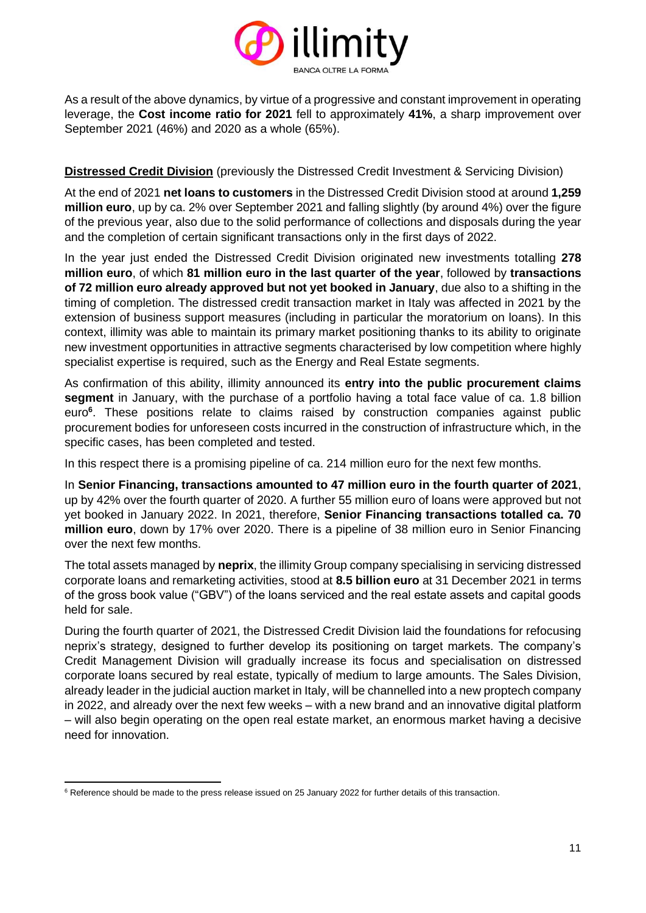As a result of the above dynamics, by virtue of a progressive and constant improvement in operating leverage, the **Cost income ratio for 2021** fell to approximately **41%**, a sharp improvement over September 2021 (46%) and 2020 as a whole (65%).

**Distressed Credit Division** (previously the Distressed Credit Investment & Servicing Division)

At the end of 2021 **net loans to customers** in the Distressed Credit Division stood at around **1,259 million euro**, up by ca. 2% over September 2021 and falling slightly (by around 4%) over the figure of the previous year, also due to the solid performance of collections and disposals during the year and the completion of certain significant transactions only in the first days of 2022.

In the year just ended the Distressed Credit Division originated new investments totalling **278 million euro**, of which **81 million euro in the last quarter of the year**, followed by **transactions of 72 million euro already approved but not yet booked in January**, due also to a shifting in the timing of completion. The distressed credit transaction market in Italy was affected in 2021 by the extension of business support measures (including in particular the moratorium on loans). In this context, illimity was able to maintain its primary market positioning thanks to its ability to originate new investment opportunities in attractive segments characterised by low competition where highly specialist expertise is required, such as the Energy and Real Estate segments.

As confirmation of this ability, illimity announced its **entry into the public procurement claims segment** in January, with the purchase of a portfolio having a total face value of ca. 1.8 billion euro[6]. These positions relate to claims raised by construction companies against public procurement bodies for unforeseen costs incurred in the construction of infrastructure which, in the specific cases, has been completed and tested.

In this respect there is a promising pipeline of ca. 214 million euro for the next few months.

In **Senior Financing, transactions amounted to 47 million euro in the fourth quarter of 2021**, up by 42% over the fourth quarter of 2020. A further 55 million euro of loans were approved but not yet booked in January 2022. In 2021, therefore, **Senior Financing transactions totalled ca. 70 million euro**, down by 17% over 2020. There is a pipeline of 38 million euro in Senior Financing over the next few months.

The total assets managed by **neprix**, the illimity Group company specialising in servicing distressed corporate loans and remarketing activities, stood at **8.5 billion euro** at 31 December 2021 in terms of the gross book value ("GBV") of the loans serviced and the real estate assets and capital goods held for sale.

During the fourth quarter of 2021, the Distressed Credit Division laid the foundations for refocusing neprix's strategy, designed to further develop its positioning on target markets. The company's Credit Management Division will gradually increase its focus and specialisation on distressed corporate loans secured by real estate, typically of medium to large amounts. The Sales Division, already leader in the judicial auction market in Italy, will be channelled into a new proptech company in 2022, and already over the next few weeks – with a new brand and an innovative digital platform – will also begin operating on the open real estate market, an enormous market having a decisive need for innovation.

---

[6] Reference should be made to the press release issued on 25 January 2022 for further details of this transaction.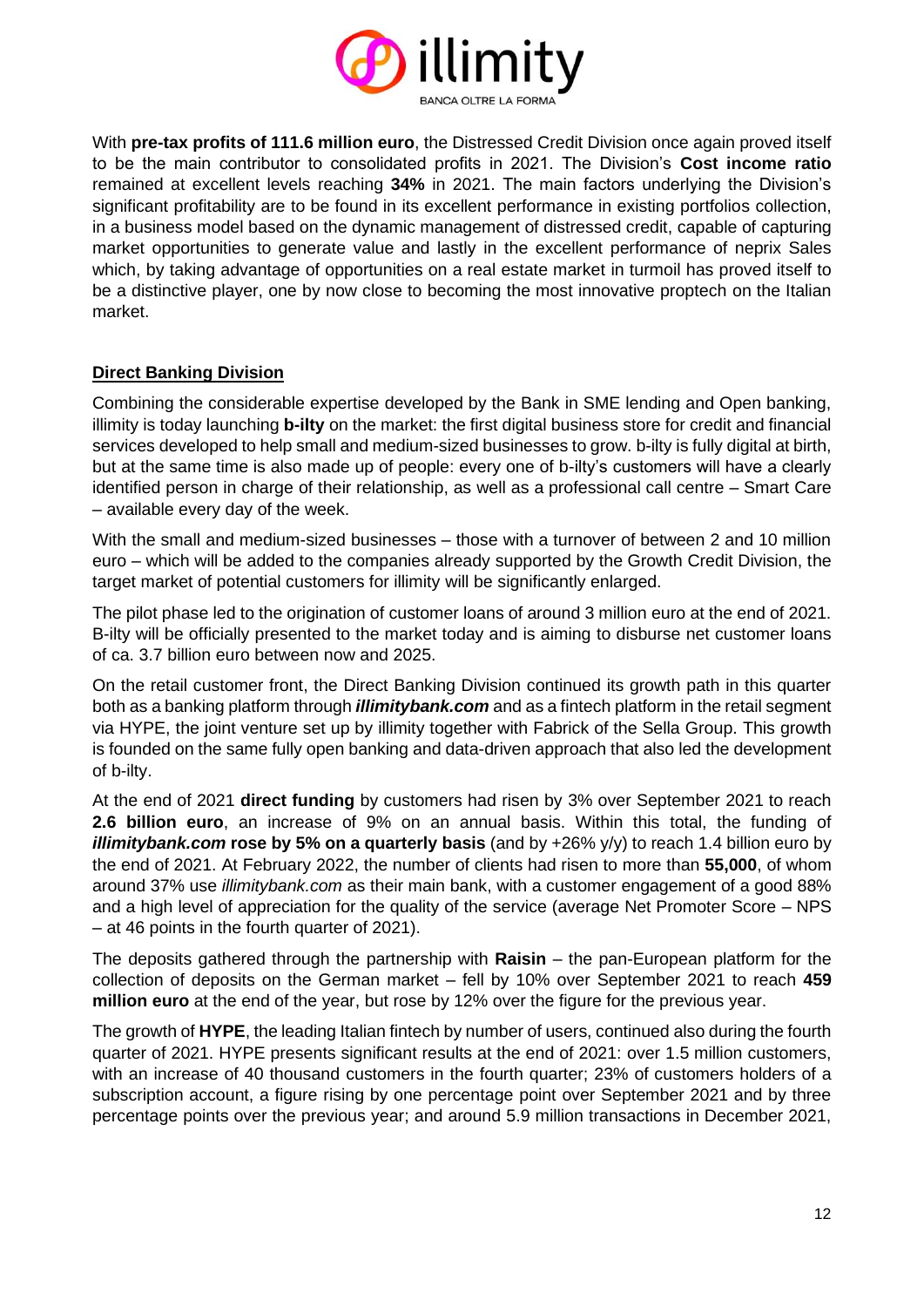With **pre-tax profits of 111.6 million euro**, the Distressed Credit Division once again proved itself to be the main contributor to consolidated profits in 2021. The Division's **Cost income ratio** remained at excellent levels reaching **34%** in 2021. The main factors underlying the Division's significant profitability are to be found in its excellent performance in existing portfolios collection, in a business model based on the dynamic management of distressed credit, capable of capturing market opportunities to generate value and lastly in the excellent performance of neprix Sales which, by taking advantage of opportunities on a real estate market in turmoil has proved itself to be a distinctive player, one by now close to becoming the most innovative proptech on the Italian market.

## Direct Banking Division

Combining the considerable expertise developed by the Bank in SME lending and Open banking, illimity is today launching **b-ilty** on the market: the first digital business store for credit and financial services developed to help small and medium-sized businesses to grow. b-ilty is fully digital at birth, but at the same time is also made up of people: every one of b-ilty's customers will have a clearly identified person in charge of their relationship, as well as a professional call centre – Smart Care – available every day of the week.

With the small and medium-sized businesses – those with a turnover of between 2 and 10 million euro – which will be added to the companies already supported by the Growth Credit Division, the target market of potential customers for illimity will be significantly enlarged.

The pilot phase led to the origination of customer loans of around 3 million euro at the end of 2021. B-ilty will be officially presented to the market today and is aiming to disburse net customer loans of ca. 3.7 billion euro between now and 2025.

On the retail customer front, the Direct Banking Division continued its growth path in this quarter both as a banking platform through ***illimitybank.com*** and as a fintech platform in the retail segment via HYPE, the joint venture set up by illimity together with Fabrick of the Sella Group. This growth is founded on the same fully open banking and data-driven approach that also led the development of b-ilty.

At the end of 2021 **direct funding** by customers had risen by 3% over September 2021 to reach **2.6 billion euro**, an increase of 9% on an annual basis. Within this total, the funding of ***illimitybank.com*** **rose by 5% on a quarterly basis** (and by +26% y/y) to reach 1.4 billion euro by the end of 2021. At February 2022, the number of clients had risen to more than **55,000**, of whom around 37% use *illimitybank.com* as their main bank, with a customer engagement of a good 88% and a high level of appreciation for the quality of the service (average Net Promoter Score – NPS – at 46 points in the fourth quarter of 2021).

The deposits gathered through the partnership with **Raisin** – the pan-European platform for the collection of deposits on the German market – fell by 10% over September 2021 to reach **459 million euro** at the end of the year, but rose by 12% over the figure for the previous year.

The growth of **HYPE**, the leading Italian fintech by number of users, continued also during the fourth quarter of 2021. HYPE presents significant results at the end of 2021: over 1.5 million customers, with an increase of 40 thousand customers in the fourth quarter; 23% of customers holders of a subscription account, a figure rising by one percentage point over September 2021 and by three percentage points over the previous year; and around 5.9 million transactions in December 2021,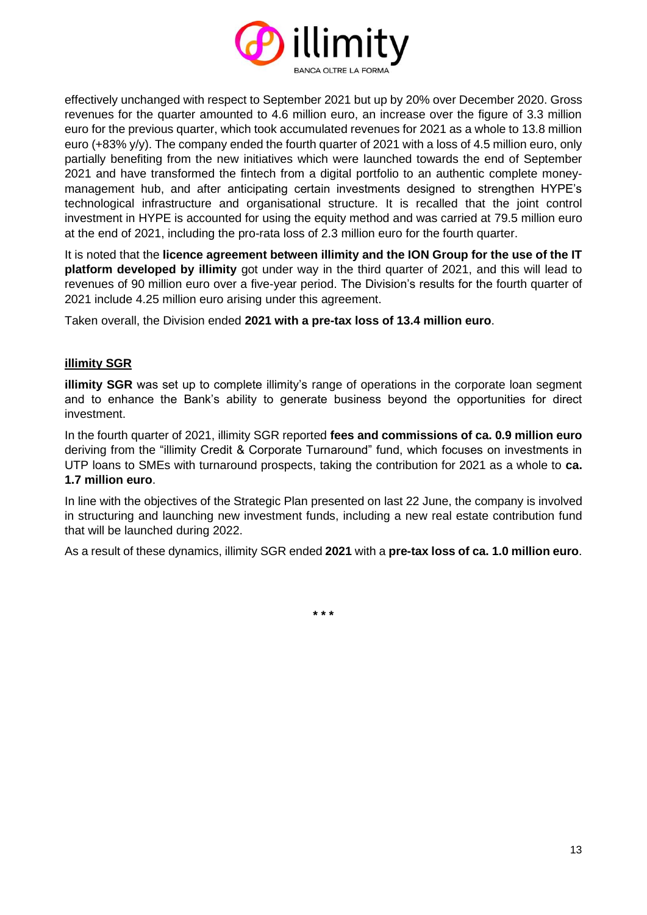effectively unchanged with respect to September 2021 but up by 20% over December 2020. Gross revenues for the quarter amounted to 4.6 million euro, an increase over the figure of 3.3 million euro for the previous quarter, which took accumulated revenues for 2021 as a whole to 13.8 million euro (+83% y/y). The company ended the fourth quarter of 2021 with a loss of 4.5 million euro, only partially benefiting from the new initiatives which were launched towards the end of September 2021 and have transformed the fintech from a digital portfolio to an authentic complete money-management hub, and after anticipating certain investments designed to strengthen HYPE's technological infrastructure and organisational structure. It is recalled that the joint control investment in HYPE is accounted for using the equity method and was carried at 79.5 million euro at the end of 2021, including the pro-rata loss of 2.3 million euro for the fourth quarter.

It is noted that the **licence agreement between illimity and the ION Group for the use of the IT platform developed by illimity** got under way in the third quarter of 2021, and this will lead to revenues of 90 million euro over a five-year period. The Division's results for the fourth quarter of 2021 include 4.25 million euro arising under this agreement.

Taken overall, the Division ended **2021 with a pre-tax loss of 13.4 million euro**.

**illimity SGR**

**illimity SGR** was set up to complete illimity's range of operations in the corporate loan segment and to enhance the Bank's ability to generate business beyond the opportunities for direct investment.

In the fourth quarter of 2021, illimity SGR reported **fees and commissions of ca. 0.9 million euro** deriving from the "illimity Credit & Corporate Turnaround" fund, which focuses on investments in UTP loans to SMEs with turnaround prospects, taking the contribution for 2021 as a whole to **ca. 1.7 million euro**.

In line with the objectives of the Strategic Plan presented on last 22 June, the company is involved in structuring and launching new investment funds, including a new real estate contribution fund that will be launched during 2022.

As a result of these dynamics, illimity SGR ended **2021** with a **pre-tax loss of ca. 1.0 million euro**.

\* \* \*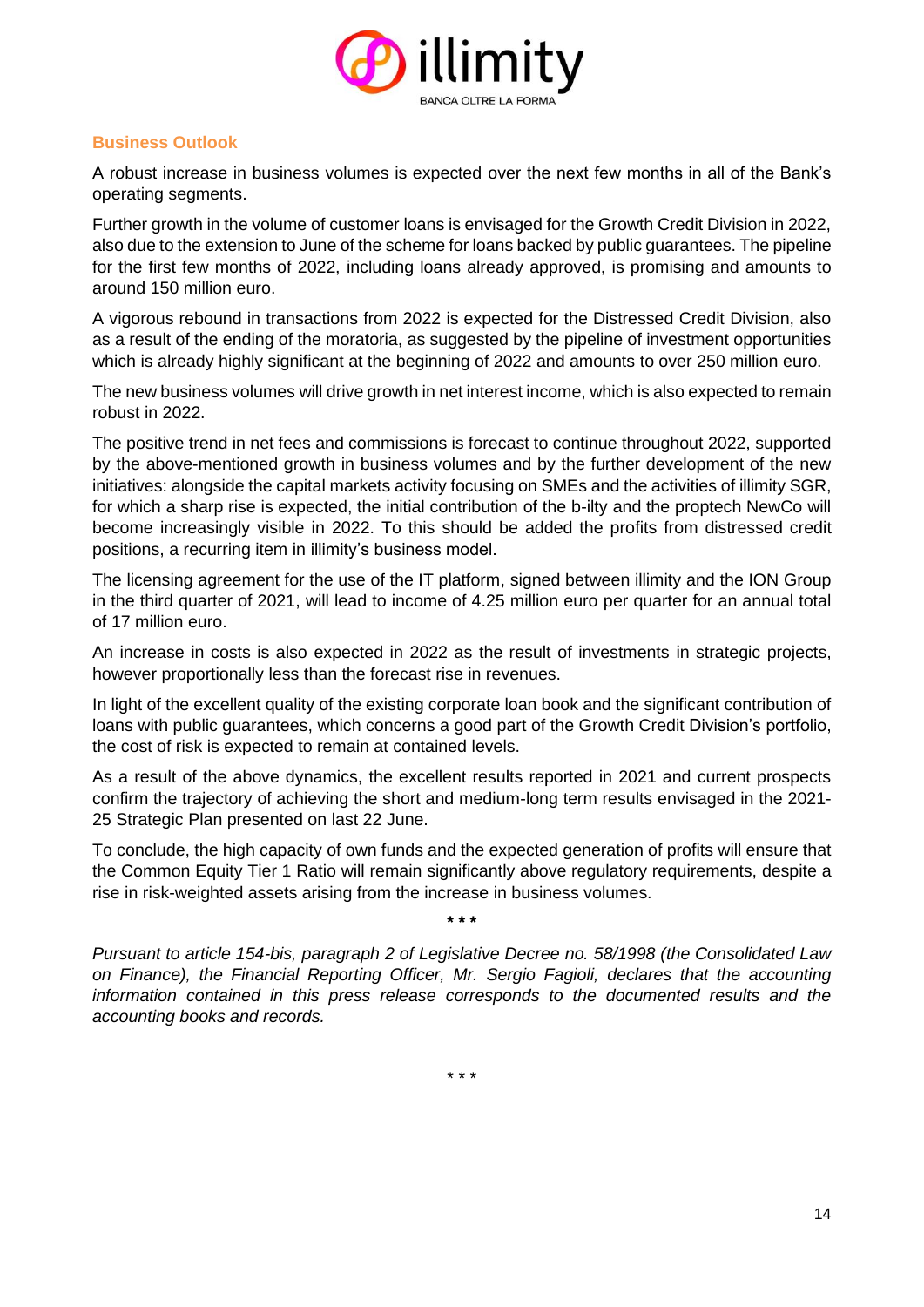## Business Outlook

A robust increase in business volumes is expected over the next few months in all of the Bank's operating segments.

Further growth in the volume of customer loans is envisaged for the Growth Credit Division in 2022, also due to the extension to June of the scheme for loans backed by public guarantees. The pipeline for the first few months of 2022, including loans already approved, is promising and amounts to around 150 million euro.

A vigorous rebound in transactions from 2022 is expected for the Distressed Credit Division, also as a result of the ending of the moratoria, as suggested by the pipeline of investment opportunities which is already highly significant at the beginning of 2022 and amounts to over 250 million euro.

The new business volumes will drive growth in net interest income, which is also expected to remain robust in 2022.

The positive trend in net fees and commissions is forecast to continue throughout 2022, supported by the above-mentioned growth in business volumes and by the further development of the new initiatives: alongside the capital markets activity focusing on SMEs and the activities of illimity SGR, for which a sharp rise is expected, the initial contribution of the b-ilty and the proptech NewCo will become increasingly visible in 2022. To this should be added the profits from distressed credit positions, a recurring item in illimity's business model.

The licensing agreement for the use of the IT platform, signed between illimity and the ION Group in the third quarter of 2021, will lead to income of 4.25 million euro per quarter for an annual total of 17 million euro.

An increase in costs is also expected in 2022 as the result of investments in strategic projects, however proportionally less than the forecast rise in revenues.

In light of the excellent quality of the existing corporate loan book and the significant contribution of loans with public guarantees, which concerns a good part of the Growth Credit Division's portfolio, the cost of risk is expected to remain at contained levels.

As a result of the above dynamics, the excellent results reported in 2021 and current prospects confirm the trajectory of achieving the short and medium-long term results envisaged in the 2021-25 Strategic Plan presented on last 22 June.

To conclude, the high capacity of own funds and the expected generation of profits will ensure that the Common Equity Tier 1 Ratio will remain significantly above regulatory requirements, despite a rise in risk-weighted assets arising from the increase in business volumes.

\* \* \*

*Pursuant to article 154-bis, paragraph 2 of Legislative Decree no. 58/1998 (the Consolidated Law on Finance), the Financial Reporting Officer, Mr. Sergio Fagioli, declares that the accounting information contained in this press release corresponds to the documented results and the accounting books and records.*

\* \* \*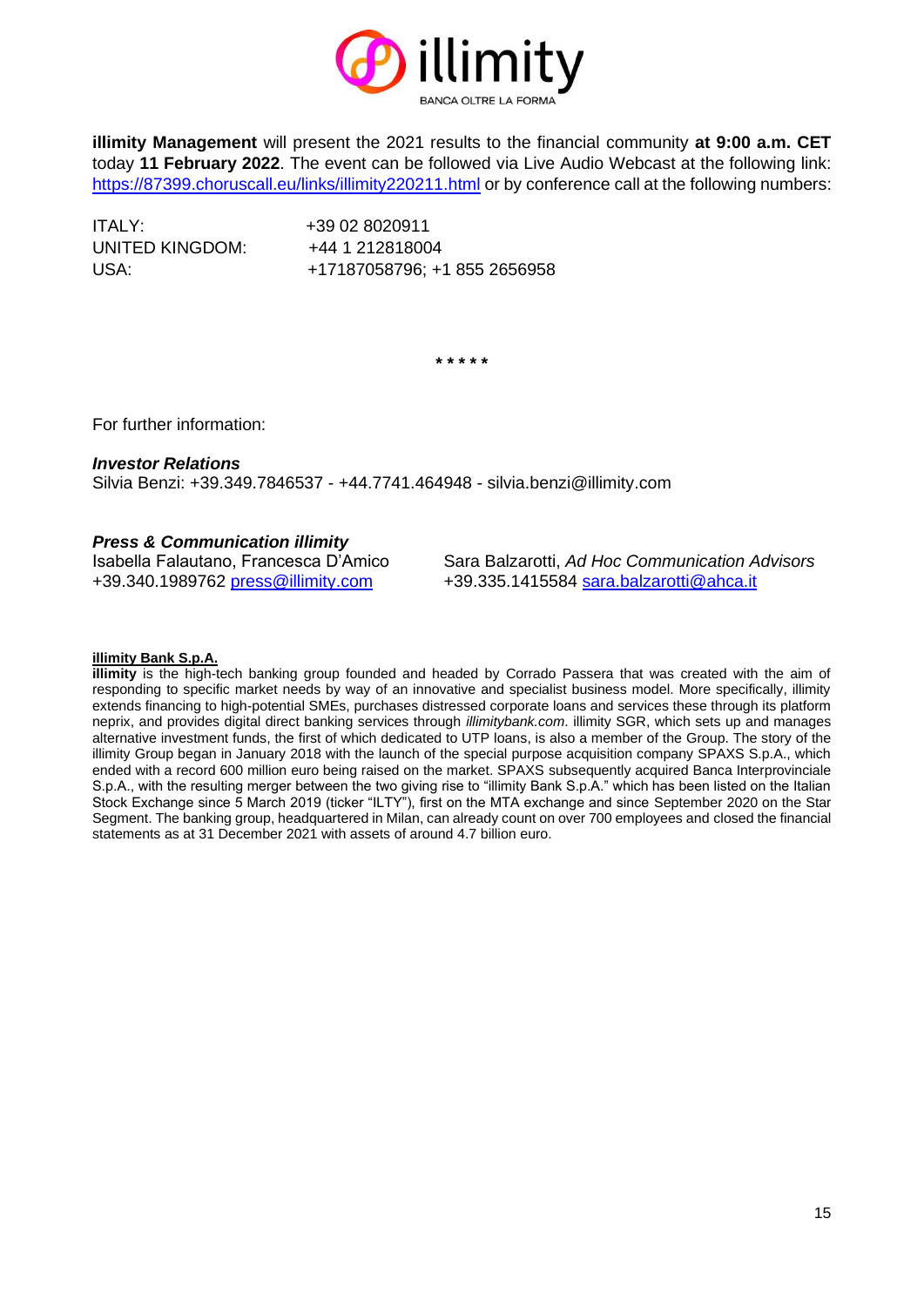**illimity Management** will present the 2021 results to the financial community **at 9:00 a.m. CET** today **11 February 2022**. The event can be followed via Live Audio Webcast at the following link: https://87399.choruscall.eu/links/illimity220211.html or by conference call at the following numbers:

ITALY: +39 02 8020911
UNITED KINGDOM: +44 1 212818004
USA: +17187058796; +1 855 2656958

\* \* \* \* \*

For further information:

***Investor Relations***
Silvia Benzi: +39.349.7846537 - +44.7741.464948 - silvia.benzi@illimity.com

***Press & Communication illimity***
Isabella Falautano, Francesca D'Amico
+39.340.1989762 press@illimity.com

Sara Balzarotti, *Ad Hoc Communication Advisors*
+39.335.1415584 sara.balzarotti@ahca.it

**illimity Bank S.p.A.**

**illimity** is the high-tech banking group founded and headed by Corrado Passera that was created with the aim of responding to specific market needs by way of an innovative and specialist business model. More specifically, illimity extends financing to high-potential SMEs, purchases distressed corporate loans and services these through its platform neprix, and provides digital direct banking services through *illimitybank.com*. illimity SGR, which sets up and manages alternative investment funds, the first of which dedicated to UTP loans, is also a member of the Group. The story of the illimity Group began in January 2018 with the launch of the special purpose acquisition company SPAXS S.p.A., which ended with a record 600 million euro being raised on the market. SPAXS subsequently acquired Banca Interprovinciale S.p.A., with the resulting merger between the two giving rise to "illimity Bank S.p.A." which has been listed on the Italian Stock Exchange since 5 March 2019 (ticker "ILTY"), first on the MTA exchange and since September 2020 on the Star Segment. The banking group, headquartered in Milan, can already count on over 700 employees and closed the financial statements as at 31 December 2021 with assets of around 4.7 billion euro.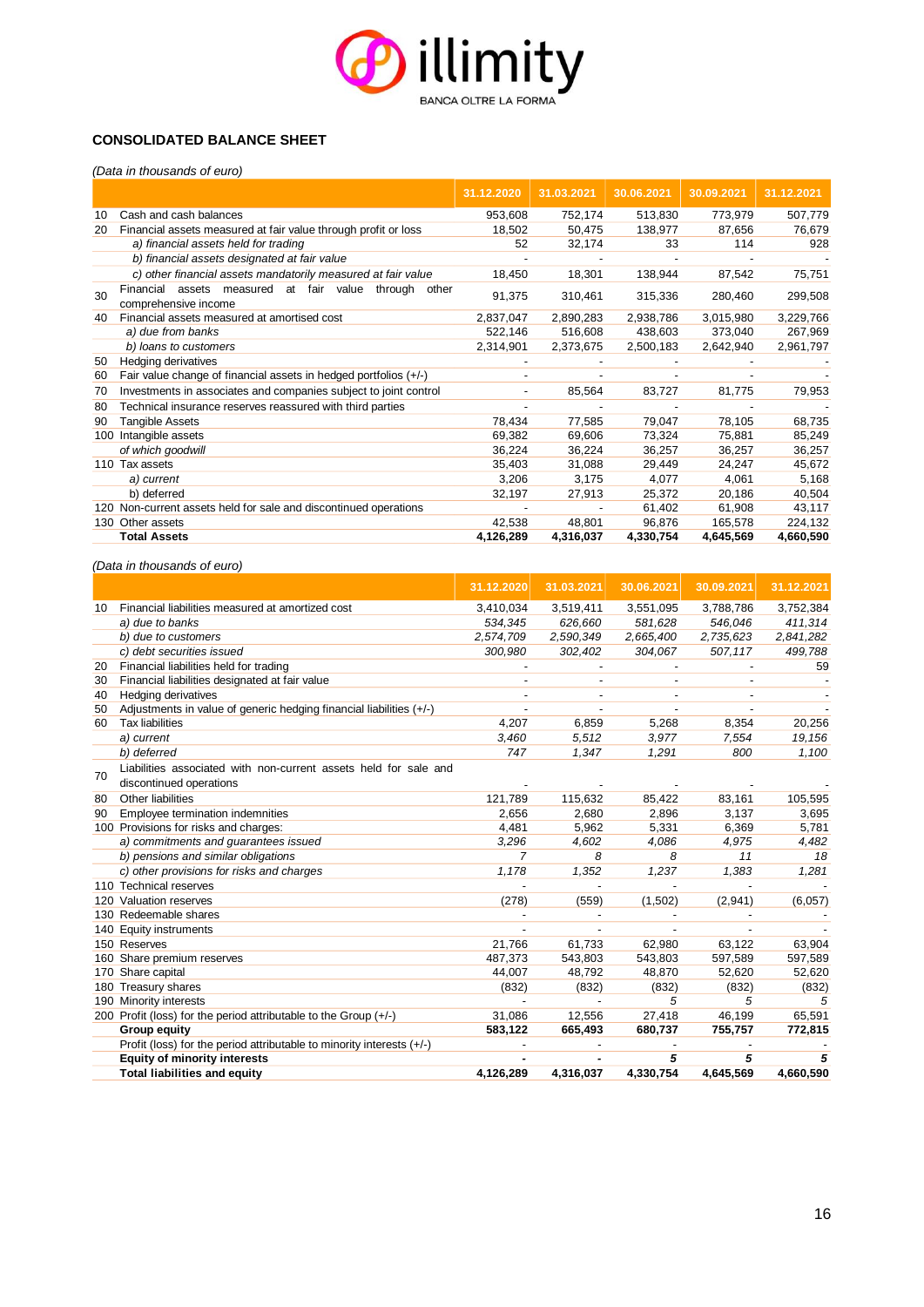## CONSOLIDATED BALANCE SHEET

*(Data in thousands of euro)*

| | | 31.12.2020 | 31.03.2021 | 30.06.2021 | 30.09.2021 | 31.12.2021 |
|---|---|---|---|---|---|---|
| 10 | Cash and cash balances | 953,608 | 752,174 | 513,830 | 773,979 | 507,779 |
| 20 | Financial assets measured at fair value through profit or loss | 18,502 | 50,475 | 138,977 | 87,656 | 76,679 |
| | *a) financial assets held for trading* | 52 | 32,174 | 33 | 114 | 928 |
| | *b) financial assets designated at fair value* | - | - | - | - | - |
| | *c) other financial assets mandatorily measured at fair value* | 18,450 | 18,301 | 138,944 | 87,542 | 75,751 |
| 30 | Financial assets measured at fair value through other comprehensive income | 91,375 | 310,461 | 315,336 | 280,460 | 299,508 |
| 40 | Financial assets measured at amortised cost | 2,837,047 | 2,890,283 | 2,938,786 | 3,015,980 | 3,229,766 |
| | *a) due from banks* | 522,146 | 516,608 | 438,603 | 373,040 | 267,969 |
| | *b) loans to customers* | 2,314,901 | 2,373,675 | 2,500,183 | 2,642,940 | 2,961,797 |
| 50 | Hedging derivatives | - | - | - | - | - |
| 60 | Fair value change of financial assets in hedged portfolios (+/-) | - | - | - | - | - |
| 70 | Investments in associates and companies subject to joint control | - | 85,564 | 83,727 | 81,775 | 79,953 |
| 80 | Technical insurance reserves reassured with third parties | - | - | - | - | - |
| 90 | Tangible Assets | 78,434 | 77,585 | 79,047 | 78,105 | 68,735 |
| 100 | Intangible assets | 69,382 | 69,606 | 73,324 | 75,881 | 85,249 |
| | *of which goodwill* | 36,224 | 36,224 | 36,257 | 36,257 | 36,257 |
| 110 | Tax assets | 35,403 | 31,088 | 29,449 | 24,247 | 45,672 |
| | *a) current* | 3,206 | 3,175 | 4,077 | 4,061 | 5,168 |
| | b) deferred | 32,197 | 27,913 | 25,372 | 20,186 | 40,504 |
| 120 | Non-current assets held for sale and discontinued operations | - | - | 61,402 | 61,908 | 43,117 |
| 130 | Other assets | 42,538 | 48,801 | 96,876 | 165,578 | 224,132 |
| | **Total Assets** | **4,126,289** | **4,316,037** | **4,330,754** | **4,645,569** | **4,660,590** |

*(Data in thousands of euro)*

| | | 31.12.2020 | 31.03.2021 | 30.06.2021 | 30.09.2021 | 31.12.2021 |
|---|---|---|---|---|---|---|
| 10 | Financial liabilities measured at amortized cost | 3,410,034 | 3,519,411 | 3,551,095 | 3,788,786 | 3,752,384 |
| | *a) due to banks* | *534,345* | *626,660* | *581,628* | *546,046* | *411,314* |
| | *b) due to customers* | *2,574,709* | *2,590,349* | *2,665,400* | *2,735,623* | *2,841,282* |
| | *c) debt securities issued* | *300,980* | *302,402* | *304,067* | *507,117* | *499,788* |
| 20 | Financial liabilities held for trading | - | - | - | - | 59 |
| 30 | Financial liabilities designated at fair value | - | - | - | - | - |
| 40 | Hedging derivatives | - | - | - | - | - |
| 50 | Adjustments in value of generic hedging financial liabilities (+/-) | - | - | - | - | - |
| 60 | Tax liabilities | 4,207 | 6,859 | 5,268 | 8,354 | 20,256 |
| | *a) current* | *3,460* | *5,512* | *3,977* | *7,554* | *19,156* |
| | *b) deferred* | *747* | *1,347* | *1,291* | *800* | *1,100* |
| 70 | Liabilities associated with non-current assets held for sale and discontinued operations | - | - | - | - | - |
| 80 | Other liabilities | 121,789 | 115,632 | 85,422 | 83,161 | 105,595 |
| 90 | Employee termination indemnities | 2,656 | 2,680 | 2,896 | 3,137 | 3,695 |
| 100 | Provisions for risks and charges: | 4,481 | 5,962 | 5,331 | 6,369 | 5,781 |
| | *a) commitments and guarantees issued* | *3,296* | *4,602* | *4,086* | *4,975* | *4,482* |
| | *b) pensions and similar obligations* | *7* | *8* | *8* | *11* | *18* |
| | *c) other provisions for risks and charges* | *1,178* | *1,352* | *1,237* | *1,383* | *1,281* |
| 110 | Technical reserves | - | - | - | - | - |
| 120 | Valuation reserves | (278) | (559) | (1,502) | (2,941) | (6,057) |
| 130 | Redeemable shares | - | - | - | - | - |
| 140 | Equity instruments | - | - | - | - | - |
| 150 | Reserves | 21,766 | 61,733 | 62,980 | 63,122 | 63,904 |
| 160 | Share premium reserves | 487,373 | 543,803 | 543,803 | 597,589 | 597,589 |
| 170 | Share capital | 44,007 | 48,792 | 48,870 | 52,620 | 52,620 |
| 180 | Treasury shares | (832) | (832) | (832) | (832) | (832) |
| 190 | Minority interests | - | - | 5 | 5 | 5 |
| 200 | Profit (loss) for the period attributable to the Group (+/-) | 31,086 | 12,556 | 27,418 | 46,199 | 65,591 |
| | **Group equity** | **583,122** | **665,493** | **680,737** | **755,757** | **772,815** |
| | Profit (loss) for the period attributable to minority interests (+/-) | - | - | - | - | - |
| | **Equity of minority interests** | **-** | **-** | ***5*** | ***5*** | ***5*** |
| | **Total liabilities and equity** | **4,126,289** | **4,316,037** | **4,330,754** | **4,645,569** | **4,660,590** |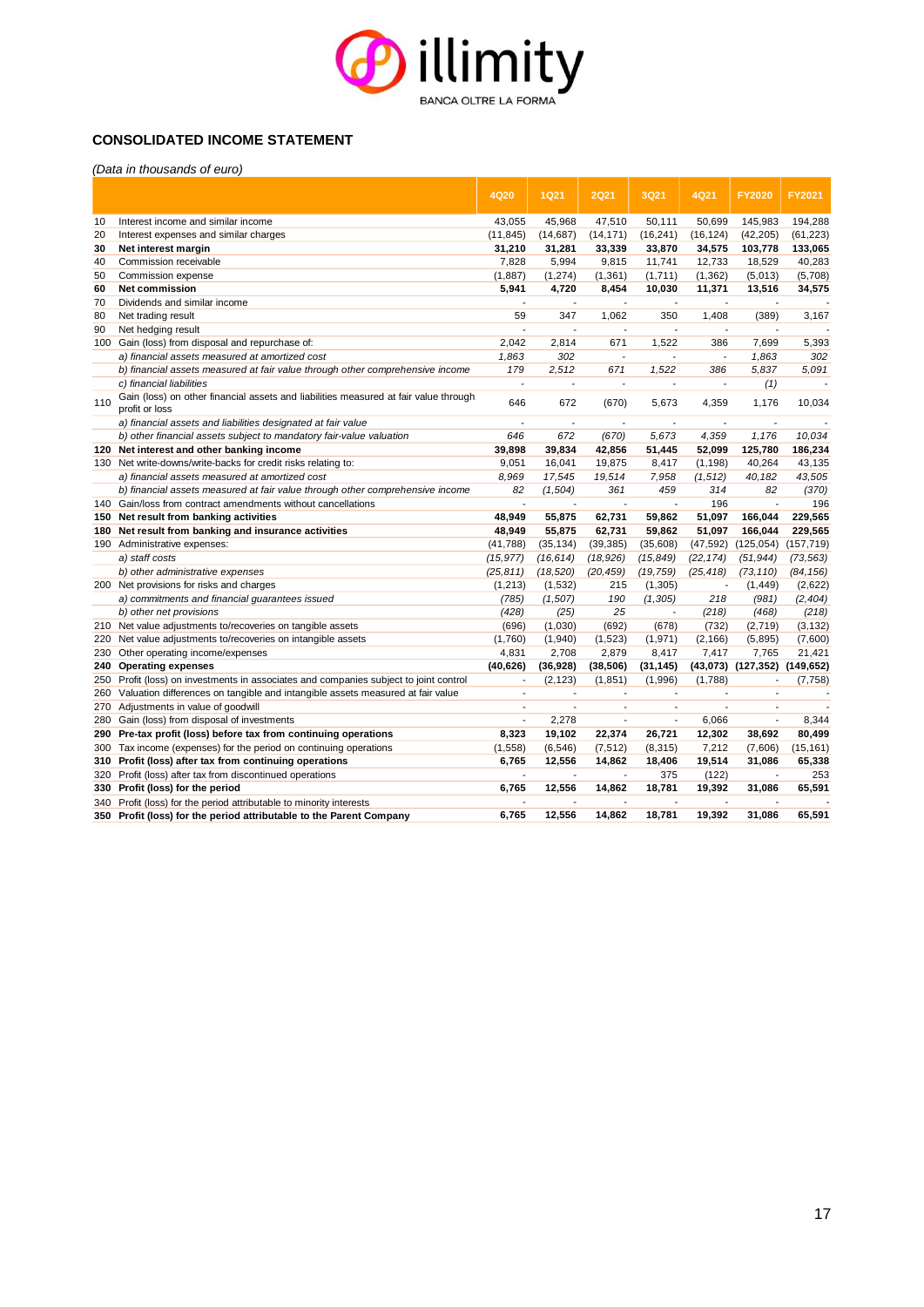## CONSOLIDATED INCOME STATEMENT

*(Data in thousands of euro)*

| | | 4Q20 | 1Q21 | 2Q21 | 3Q21 | 4Q21 | FY2020 | FY2021 |
|---|---|---|---|---|---|---|---|---|
| 10 | Interest income and similar income | 43,055 | 45,968 | 47,510 | 50,111 | 50,699 | 145,983 | 194,288 |
| 20 | Interest expenses and similar charges | (11,845) | (14,687) | (14,171) | (16,241) | (16,124) | (42,205) | (61,223) |
| **30** | **Net interest margin** | **31,210** | **31,281** | **33,339** | **33,870** | **34,575** | **103,778** | **133,065** |
| 40 | Commission receivable | 7,828 | 5,994 | 9,815 | 11,741 | 12,733 | 18,529 | 40,283 |
| 50 | Commission expense | (1,887) | (1,274) | (1,361) | (1,711) | (1,362) | (5,013) | (5,708) |
| **60** | **Net commission** | **5,941** | **4,720** | **8,454** | **10,030** | **11,371** | **13,516** | **34,575** |
| 70 | Dividends and similar income | - | - | - | - | - | - | - |
| 80 | Net trading result | 59 | 347 | 1,062 | 350 | 1,408 | (389) | 3,167 |
| 90 | Net hedging result | - | - | - | - | - | - | - |
| 100 | Gain (loss) from disposal and repurchase of: | 2,042 | 2,814 | 671 | 1,522 | 386 | 7,699 | 5,393 |
| | *a) financial assets measured at amortized cost* | *1,863* | *302* | - | - | - | *1,863* | *302* |
| | *b) financial assets measured at fair value through other comprehensive income* | *179* | *2,512* | *671* | *1,522* | *386* | *5,837* | *5,091* |
| | *c) financial liabilities* | - | - | - | - | - | *(1)* | - |
| 110 | Gain (loss) on other financial assets and liabilities measured at fair value through profit or loss | 646 | 672 | (670) | 5,673 | 4,359 | 1,176 | 10,034 |
| | *a) financial assets and liabilities designated at fair value* | - | - | - | - | - | - | - |
| | *b) other financial assets subject to mandatory fair-value valuation* | *646* | *672* | *(670)* | *5,673* | *4,359* | *1,176* | *10,034* |
| **120** | **Net interest and other banking income** | **39,898** | **39,834** | **42,856** | **51,445** | **52,099** | **125,780** | **186,234** |
| 130 | Net write-downs/write-backs for credit risks relating to: | 9,051 | 16,041 | 19,875 | 8,417 | (1,198) | 40,264 | 43,135 |
| | *a) financial assets measured at amortized cost* | *8,969* | *17,545* | *19,514* | *7,958* | *(1,512)* | *40,182* | *43,505* |
| | *b) financial assets measured at fair value through other comprehensive income* | *82* | *(1,504)* | *361* | *459* | *314* | *82* | *(370)* |
| 140 | Gain/loss from contract amendments without cancellations | - | - | - | - | 196 | - | 196 |
| **150** | **Net result from banking activities** | **48,949** | **55,875** | **62,731** | **59,862** | **51,097** | **166,044** | **229,565** |
| **180** | **Net result from banking and insurance activities** | **48,949** | **55,875** | **62,731** | **59,862** | **51,097** | **166,044** | **229,565** |
| 190 | Administrative expenses: | (41,788) | (35,134) | (39,385) | (35,608) | (47,592) | (125,054) | (157,719) |
| | *a) staff costs* | *(15,977)* | *(16,614)* | *(18,926)* | *(15,849)* | *(22,174)* | *(51,944)* | *(73,563)* |
| | *b) other administrative expenses* | *(25,811)* | *(18,520)* | *(20,459)* | *(19,759)* | *(25,418)* | *(73,110)* | *(84,156)* |
| 200 | Net provisions for risks and charges | (1,213) | (1,532) | 215 | (1,305) | - | (1,449) | (2,622) |
| | *a) commitments and financial guarantees issued* | *(785)* | *(1,507)* | *190* | *(1,305)* | *218* | *(981)* | *(2,404)* |
| | *b) other net provisions* | *(428)* | *(25)* | *25* | - | *(218)* | *(468)* | *(218)* |
| 210 | Net value adjustments to/recoveries on tangible assets | (696) | (1,030) | (692) | (678) | (732) | (2,719) | (3,132) |
| 220 | Net value adjustments to/recoveries on intangible assets | (1,760) | (1,940) | (1,523) | (1,971) | (2,166) | (5,895) | (7,600) |
| 230 | Other operating income/expenses | 4,831 | 2,708 | 2,879 | 8,417 | 7,417 | 7,765 | 21,421 |
| **240** | **Operating expenses** | **(40,626)** | **(36,928)** | **(38,506)** | **(31,145)** | **(43,073)** | **(127,352)** | **(149,652)** |
| 250 | Profit (loss) on investments in associates and companies subject to joint control | - | (2,123) | (1,851) | (1,996) | (1,788) | - | (7,758) |
| 260 | Valuation differences on tangible and intangible assets measured at fair value | - | - | - | - | - | - | - |
| 270 | Adjustments in value of goodwill | - | - | - | - | - | - | - |
| 280 | Gain (loss) from disposal of investments | - | 2,278 | - | - | 6,066 | - | 8,344 |
| **290** | **Pre-tax profit (loss) before tax from continuing operations** | **8,323** | **19,102** | **22,374** | **26,721** | **12,302** | **38,692** | **80,499** |
| 300 | Tax income (expenses) for the period on continuing operations | (1,558) | (6,546) | (7,512) | (8,315) | 7,212 | (7,606) | (15,161) |
| **310** | **Profit (loss) after tax from continuing operations** | **6,765** | **12,556** | **14,862** | **18,406** | **19,514** | **31,086** | **65,338** |
| 320 | Profit (loss) after tax from discontinued operations | - | - | - | 375 | (122) | - | 253 |
| **330** | **Profit (loss) for the period** | **6,765** | **12,556** | **14,862** | **18,781** | **19,392** | **31,086** | **65,591** |
| 340 | Profit (loss) for the period attributable to minority interests | - | - | - | - | - | - | - |
| **350** | **Profit (loss) for the period attributable to the Parent Company** | **6,765** | **12,556** | **14,862** | **18,781** | **19,392** | **31,086** | **65,591** |